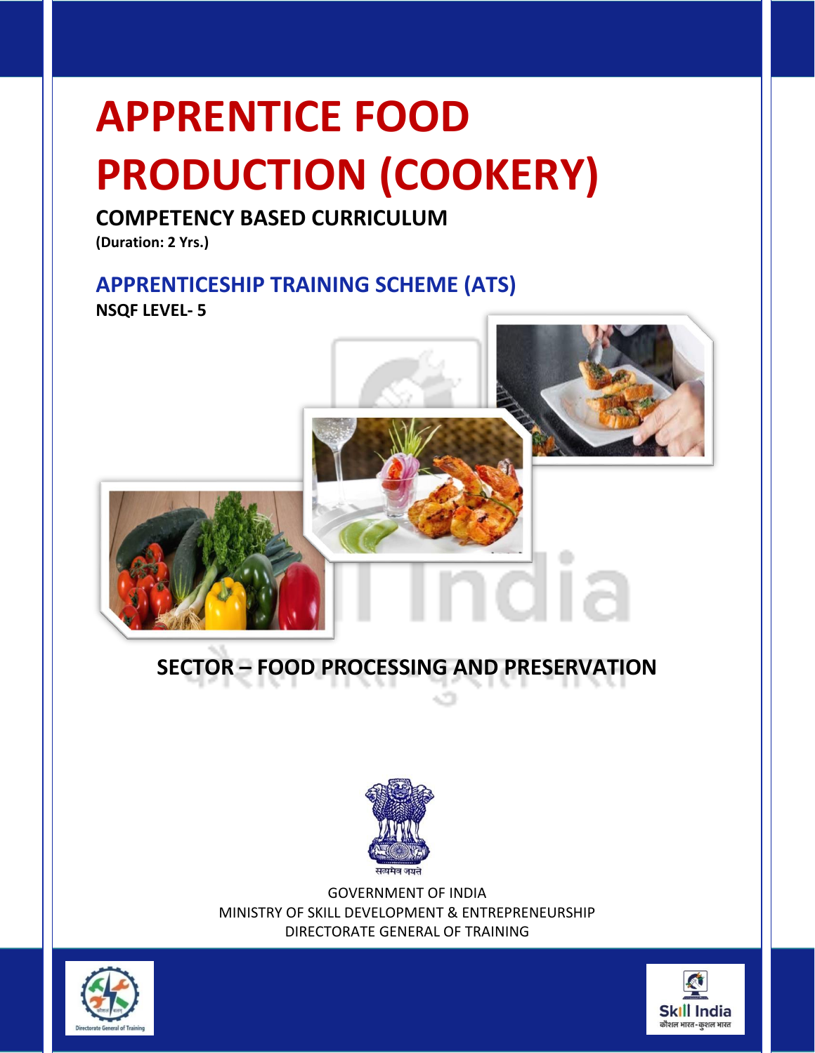# APPRENTICE FOOD PRODUCTION (COOKERY)

## COMPETENCY BASED CURRICULUM

**(Duration: 2 Yrs.)**

## APPRENTICESHIP TRAINING SCHEME (ATS)

**NSQF LEVEL- 5**

## SECTOR – FOOD PROCESSING AND PRESERVATION

सत्यमेव जयते

GOVERNMENT OF INDIA

MINISTRY OF SKILL DEVELOPMENT & ENTREPRENEURSHIP

DIRECTORATE GENERAL OF TRAINING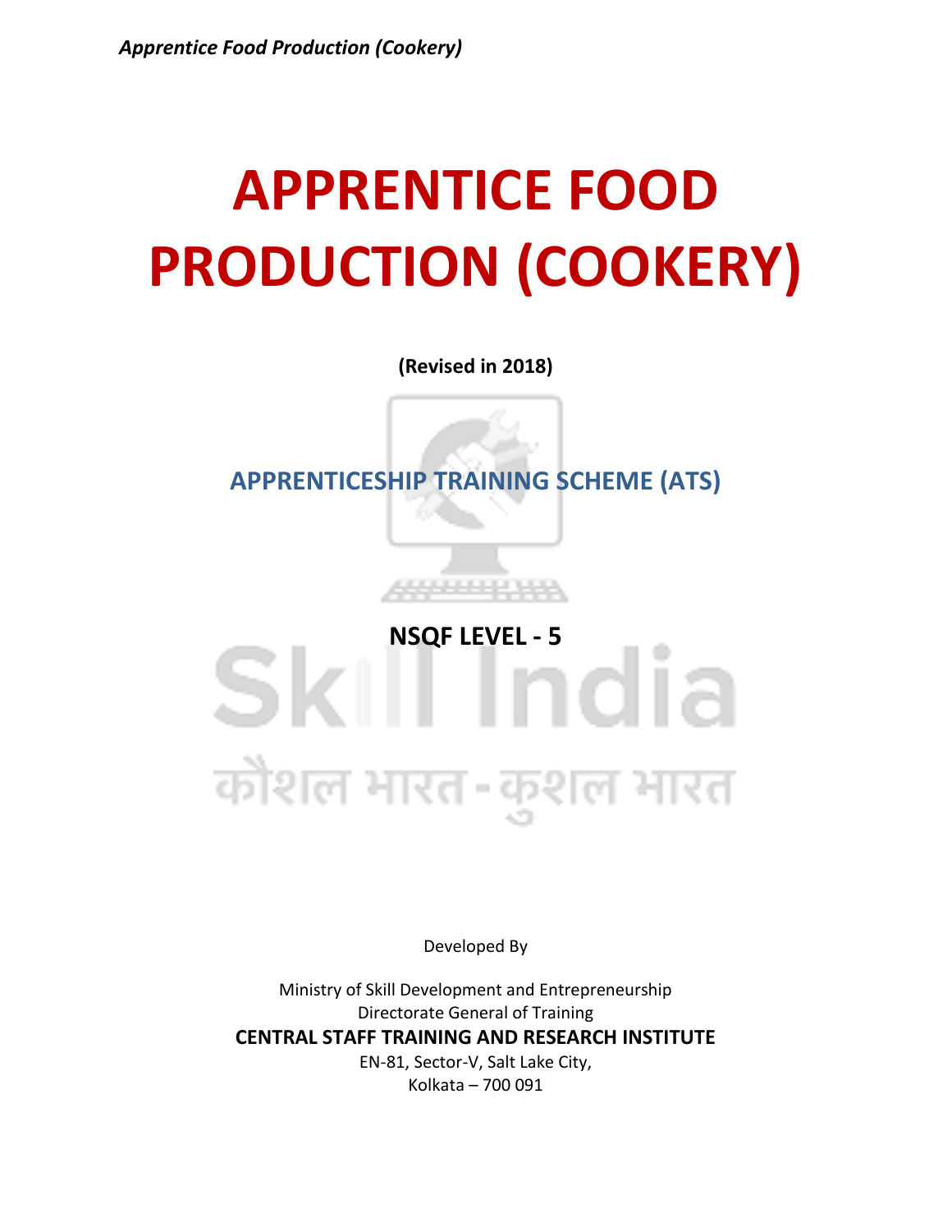# APPRENTICE FOOD PRODUCTION (COOKERY)

**(Revised in 2018)**

## APPRENTICESHIP TRAINING SCHEME (ATS)

**NSQF LEVEL - 5**

Developed By

Ministry of Skill Development and Entrepreneurship
Directorate General of Training
**CENTRAL STAFF TRAINING AND RESEARCH INSTITUTE**
EN-81, Sector-V, Salt Lake City,
Kolkata – 700 091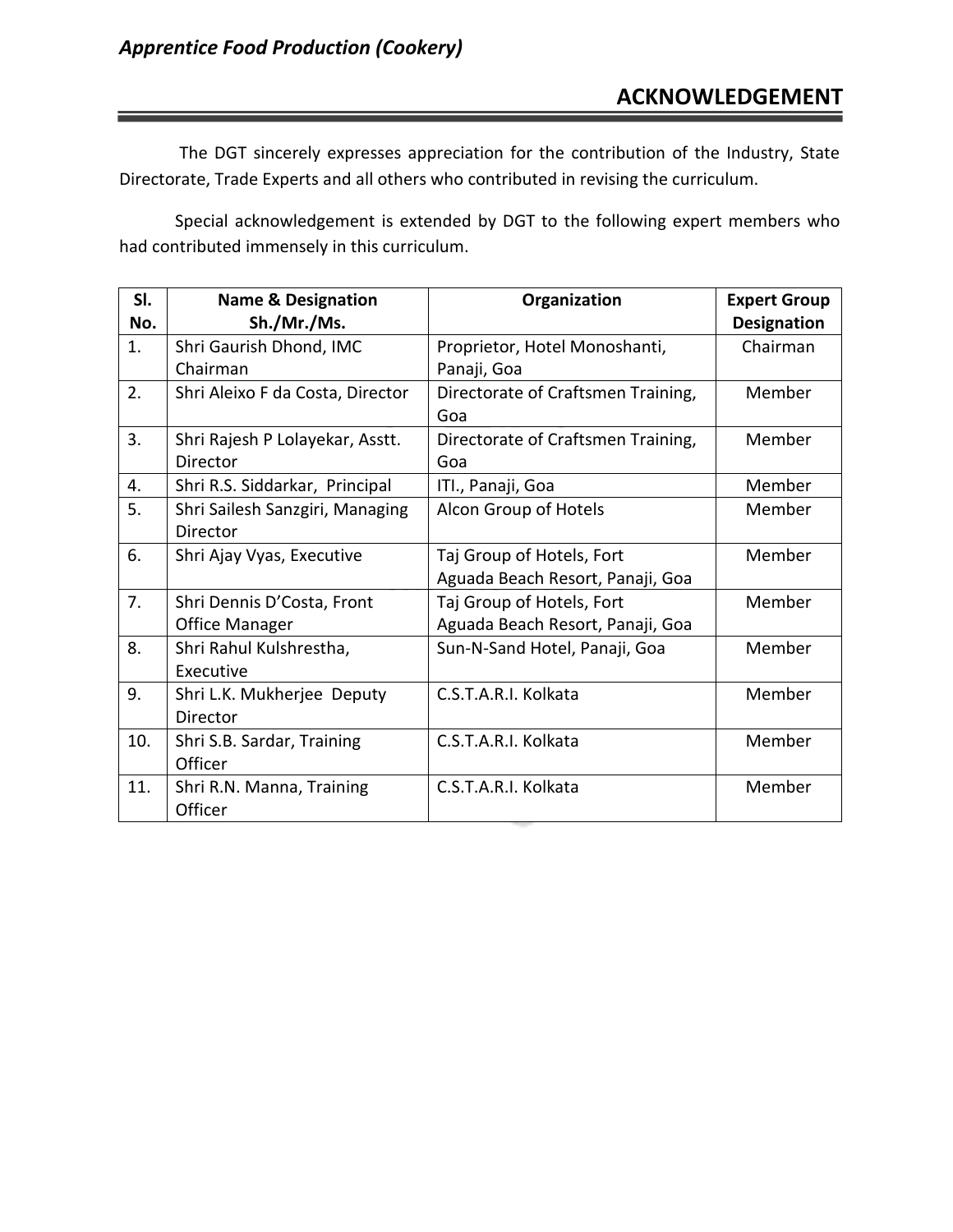## ACKNOWLEDGEMENT

The DGT sincerely expresses appreciation for the contribution of the Industry, State Directorate, Trade Experts and all others who contributed in revising the curriculum.

Special acknowledgement is extended by DGT to the following expert members who had contributed immensely in this curriculum.

| Sl. No. | Name & Designation Sh./Mr./Ms. | Organization | Expert Group Designation |
|---|---|---|---|
| 1. | Shri Gaurish Dhond, IMC Chairman | Proprietor, Hotel Monoshanti, Panaji, Goa | Chairman |
| 2. | Shri Aleixo F da Costa, Director | Directorate of Craftsmen Training, Goa | Member |
| 3. | Shri Rajesh P Lolayekar, Asstt. Director | Directorate of Craftsmen Training, Goa | Member |
| 4. | Shri R.S. Siddarkar, Principal | ITI., Panaji, Goa | Member |
| 5. | Shri Sailesh Sanzgiri, Managing Director | Alcon Group of Hotels | Member |
| 6. | Shri Ajay Vyas, Executive | Taj Group of Hotels, Fort Aguada Beach Resort, Panaji, Goa | Member |
| 7. | Shri Dennis D'Costa, Front Office Manager | Taj Group of Hotels, Fort Aguada Beach Resort, Panaji, Goa | Member |
| 8. | Shri Rahul Kulshrestha, Executive | Sun-N-Sand Hotel, Panaji, Goa | Member |
| 9. | Shri L.K. Mukherjee Deputy Director | C.S.T.A.R.I. Kolkata | Member |
| 10. | Shri S.B. Sardar, Training Officer | C.S.T.A.R.I. Kolkata | Member |
| 11. | Shri R.N. Manna, Training Officer | C.S.T.A.R.I. Kolkata | Member |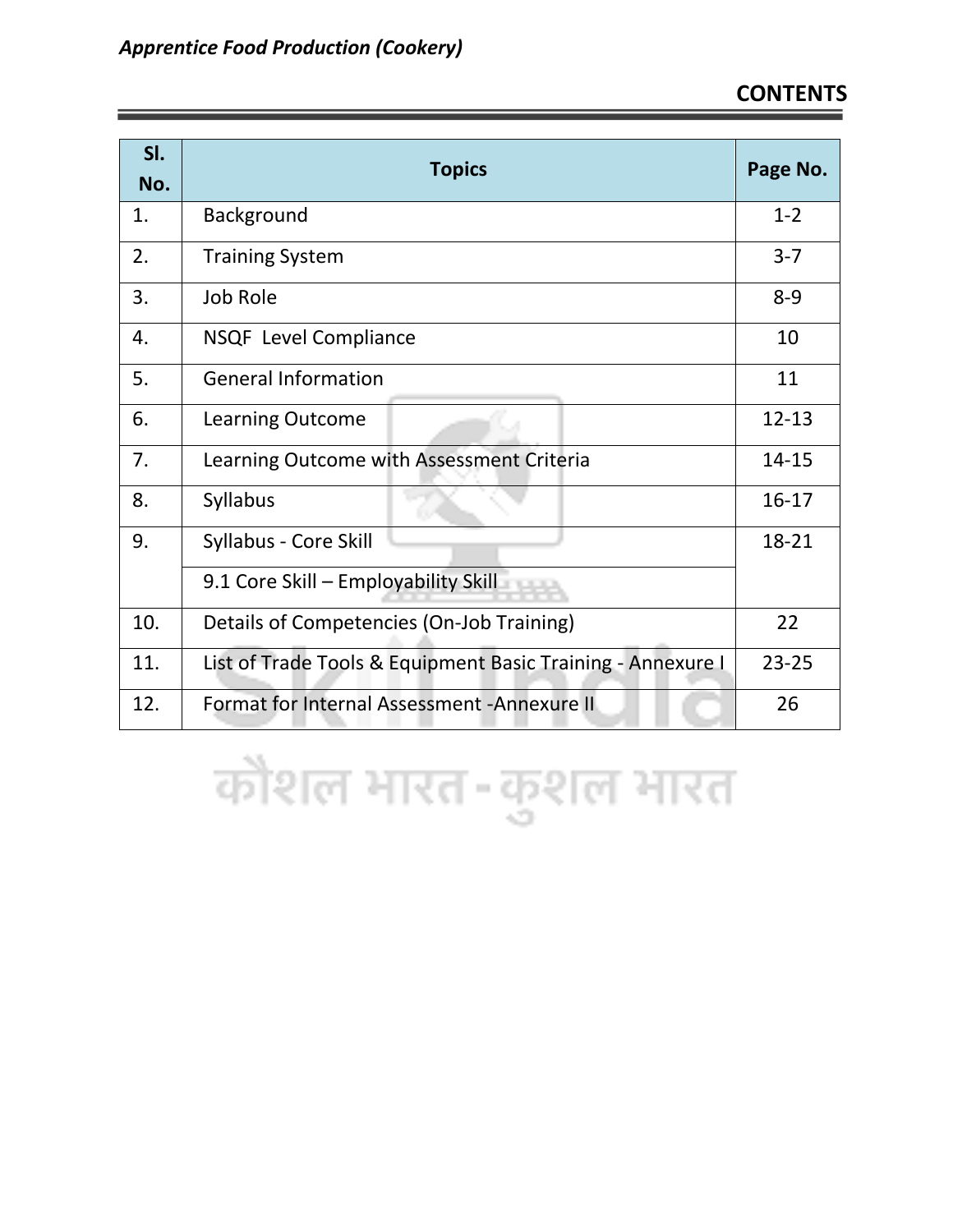## CONTENTS

| Sl. No. | Topics | Page No. |
|---|---|---|
| 1. | Background | 1-2 |
| 2. | Training System | 3-7 |
| 3. | Job Role | 8-9 |
| 4. | NSQF Level Compliance | 10 |
| 5. | General Information | 11 |
| 6. | Learning Outcome | 12-13 |
| 7. | Learning Outcome with Assessment Criteria | 14-15 |
| 8. | Syllabus | 16-17 |
| 9. | Syllabus - Core Skill | 18-21 |
| | 9.1 Core Skill – Employability Skill | |
| 10. | Details of Competencies (On-Job Training) | 22 |
| 11. | List of Trade Tools & Equipment Basic Training - Annexure I | 23-25 |
| 12. | Format for Internal Assessment -Annexure II | 26 |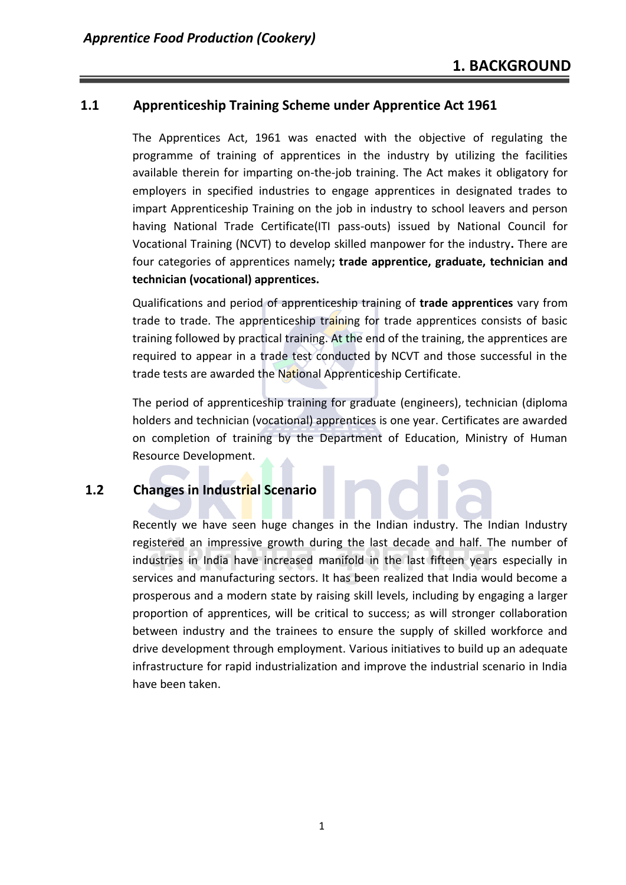# 1. BACKGROUND

## 1.1 Apprenticeship Training Scheme under Apprentice Act 1961

The Apprentices Act, 1961 was enacted with the objective of regulating the programme of training of apprentices in the industry by utilizing the facilities available therein for imparting on-the-job training. The Act makes it obligatory for employers in specified industries to engage apprentices in designated trades to impart Apprenticeship Training on the job in industry to school leavers and person having National Trade Certificate(ITI pass-outs) issued by National Council for Vocational Training (NCVT) to develop skilled manpower for the industry**.** There are four categories of apprentices namely**; trade apprentice, graduate, technician and technician (vocational) apprentices.**

Qualifications and period of apprenticeship training of **trade apprentices** vary from trade to trade. The apprenticeship training for trade apprentices consists of basic training followed by practical training. At the end of the training, the apprentices are required to appear in a trade test conducted by NCVT and those successful in the trade tests are awarded the National Apprenticeship Certificate.

The period of apprenticeship training for graduate (engineers), technician (diploma holders and technician (vocational) apprentices is one year. Certificates are awarded on completion of training by the Department of Education, Ministry of Human Resource Development.

## 1.2 Changes in Industrial Scenario

Recently we have seen huge changes in the Indian industry. The Indian Industry registered an impressive growth during the last decade and half. The number of industries in India have increased manifold in the last fifteen years especially in services and manufacturing sectors. It has been realized that India would become a prosperous and a modern state by raising skill levels, including by engaging a larger proportion of apprentices, will be critical to success; as will stronger collaboration between industry and the trainees to ensure the supply of skilled workforce and drive development through employment. Various initiatives to build up an adequate infrastructure for rapid industrialization and improve the industrial scenario in India have been taken.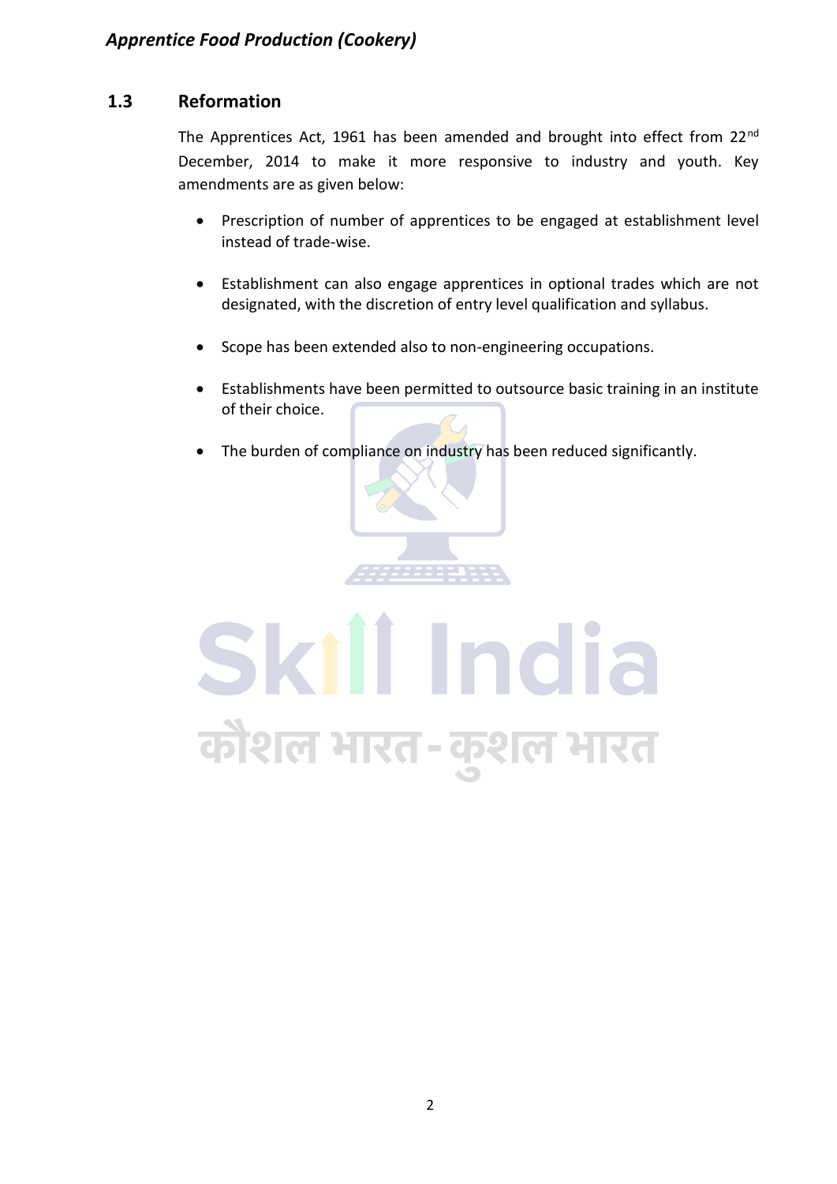## 1.3 Reformation

The Apprentices Act, 1961 has been amended and brought into effect from 22nd December, 2014 to make it more responsive to industry and youth. Key amendments are as given below:

- Prescription of number of apprentices to be engaged at establishment level instead of trade-wise.
- Establishment can also engage apprentices in optional trades which are not designated, with the discretion of entry level qualification and syllabus.
- Scope has been extended also to non-engineering occupations.
- Establishments have been permitted to outsource basic training in an institute of their choice.
- The burden of compliance on industry has been reduced significantly.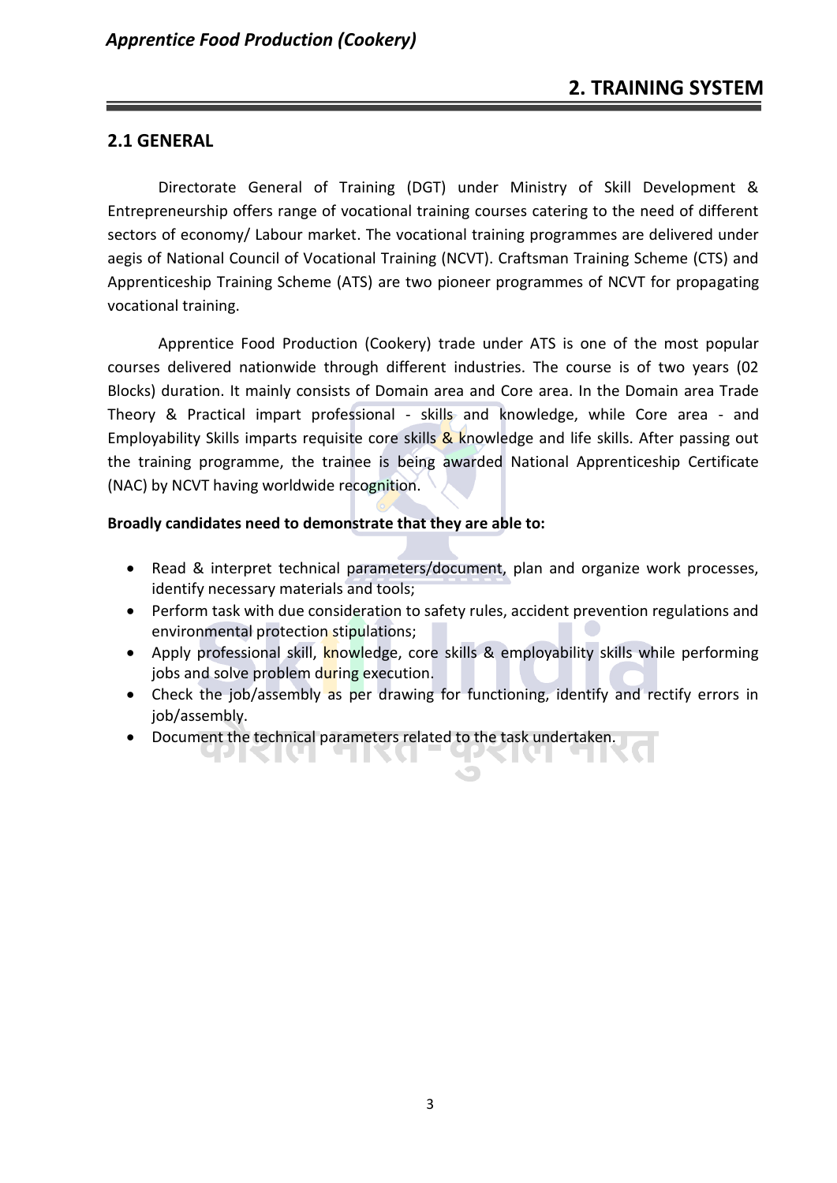## 2. TRAINING SYSTEM

### 2.1 GENERAL

Directorate General of Training (DGT) under Ministry of Skill Development & Entrepreneurship offers range of vocational training courses catering to the need of different sectors of economy/ Labour market. The vocational training programmes are delivered under aegis of National Council of Vocational Training (NCVT). Craftsman Training Scheme (CTS) and Apprenticeship Training Scheme (ATS) are two pioneer programmes of NCVT for propagating vocational training.

Apprentice Food Production (Cookery) trade under ATS is one of the most popular courses delivered nationwide through different industries. The course is of two years (02 Blocks) duration. It mainly consists of Domain area and Core area. In the Domain area Trade Theory & Practical impart professional - skills and knowledge, while Core area - and Employability Skills imparts requisite core skills & knowledge and life skills. After passing out the training programme, the trainee is being awarded National Apprenticeship Certificate (NAC) by NCVT having worldwide recognition.

**Broadly candidates need to demonstrate that they are able to:**

- Read & interpret technical parameters/document, plan and organize work processes, identify necessary materials and tools;
- Perform task with due consideration to safety rules, accident prevention regulations and environmental protection stipulations;
- Apply professional skill, knowledge, core skills & employability skills while performing jobs and solve problem during execution.
- Check the job/assembly as per drawing for functioning, identify and rectify errors in job/assembly.
- Document the technical parameters related to the task undertaken.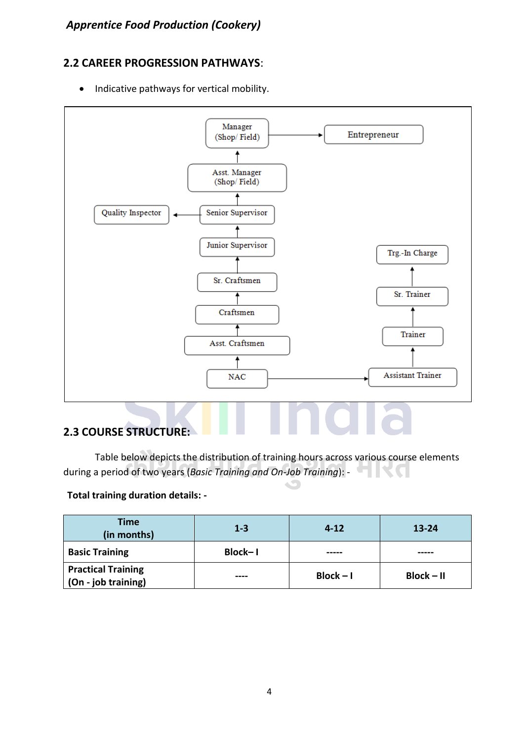## 2.2 CAREER PROGRESSION PATHWAYS:

- Indicative pathways for vertical mobility.

Manager (Shop/ Field)
Entrepreneur
Asst. Manager (Shop/ Field)
Quality Inspector
Senior Supervisor
Junior Supervisor
Trg.-In Charge
Sr. Craftsmen
Sr. Trainer
Craftsmen
Trainer
Asst. Craftsmen
NAC
Assistant Trainer

## 2.3 COURSE STRUCTURE:

Table below depicts the distribution of training hours across various course elements during a period of two years (*Basic Training and On-Job Training*): -

**Total training duration details: -**

| Time (in months) | 1-3 | 4-12 | 13-24 |
|---|---|---|---|
| **Basic Training** | **Block– I** | ----- | ----- |
| **Practical Training (On - job training)** | ---- | **Block – I** | **Block – II** |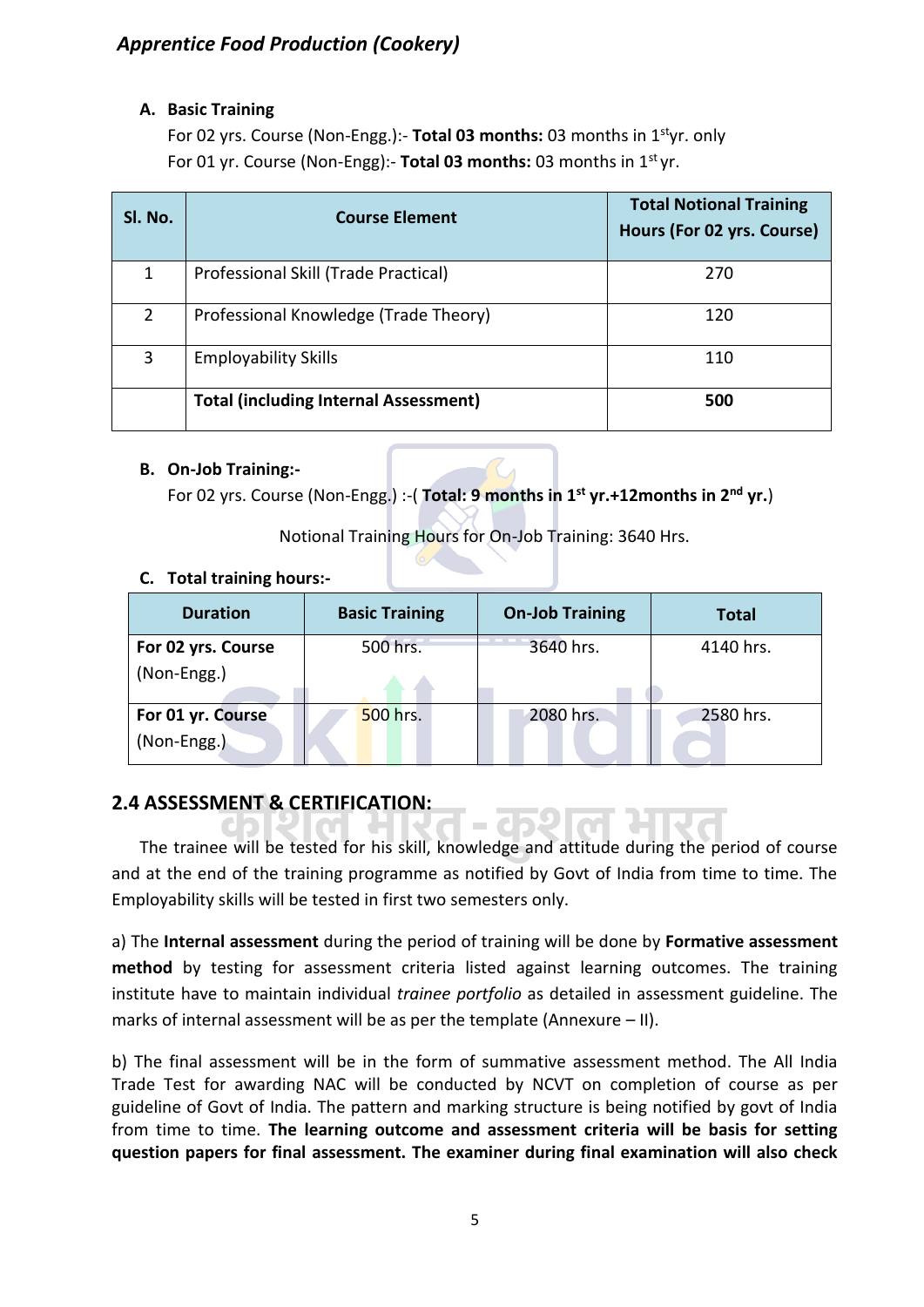**A. Basic Training**

For 02 yrs. Course (Non-Engg.):- **Total 03 months:** 03 months in 1st yr. only

For 01 yr. Course (Non-Engg):- **Total 03 months:** 03 months in 1st yr.

| Sl. No. | Course Element | Total Notional Training Hours (For 02 yrs. Course) |
|---|---|---|
| 1 | Professional Skill (Trade Practical) | 270 |
| 2 | Professional Knowledge (Trade Theory) | 120 |
| 3 | Employability Skills | 110 |
| | **Total (including Internal Assessment)** | **500** |

**B. On-Job Training:-**

For 02 yrs. Course (Non-Engg.) :-( **Total: 9 months in 1st yr.+12months in 2nd yr.**)

Notional Training Hours for On-Job Training: 3640 Hrs.

**C. Total training hours:-**

| Duration | Basic Training | On-Job Training | Total |
|---|---|---|---|
| **For 02 yrs. Course** (Non-Engg.) | 500 hrs. | 3640 hrs. | 4140 hrs. |
| **For 01 yr. Course** (Non-Engg.) | 500 hrs. | 2080 hrs. | 2580 hrs. |

## 2.4 ASSESSMENT & CERTIFICATION:

The trainee will be tested for his skill, knowledge and attitude during the period of course and at the end of the training programme as notified by Govt of India from time to time. The Employability skills will be tested in first two semesters only.

a) The **Internal assessment** during the period of training will be done by **Formative assessment method** by testing for assessment criteria listed against learning outcomes. The training institute have to maintain individual *trainee portfolio* as detailed in assessment guideline. The marks of internal assessment will be as per the template (Annexure – II).

b) The final assessment will be in the form of summative assessment method. The All India Trade Test for awarding NAC will be conducted by NCVT on completion of course as per guideline of Govt of India. The pattern and marking structure is being notified by govt of India from time to time. **The learning outcome and assessment criteria will be basis for setting question papers for final assessment. The examiner during final examination will also check**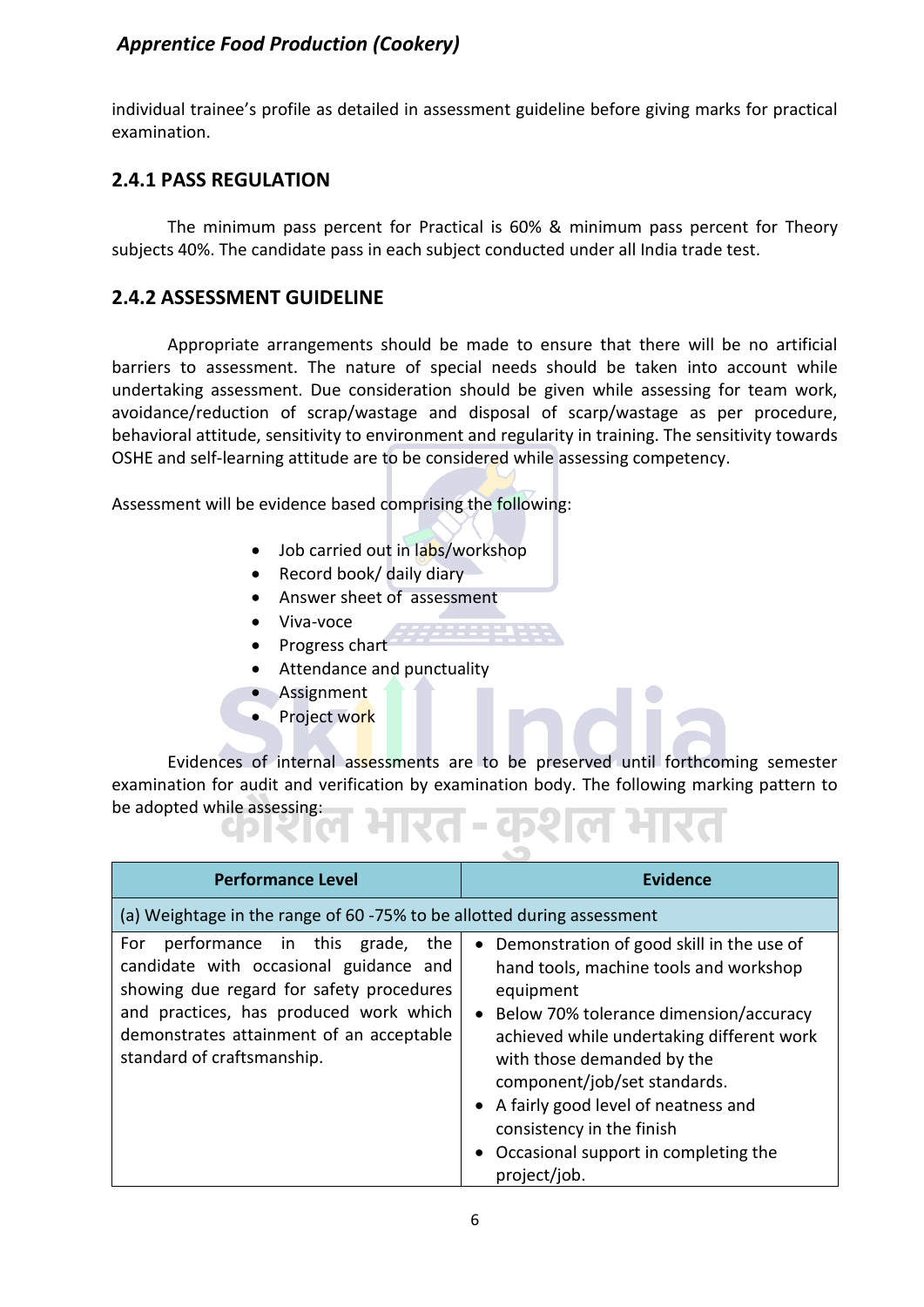individual trainee's profile as detailed in assessment guideline before giving marks for practical examination.

### 2.4.1 PASS REGULATION

The minimum pass percent for Practical is 60% & minimum pass percent for Theory subjects 40%. The candidate pass in each subject conducted under all India trade test.

### 2.4.2 ASSESSMENT GUIDELINE

Appropriate arrangements should be made to ensure that there will be no artificial barriers to assessment. The nature of special needs should be taken into account while undertaking assessment. Due consideration should be given while assessing for team work, avoidance/reduction of scrap/wastage and disposal of scarp/wastage as per procedure, behavioral attitude, sensitivity to environment and regularity in training. The sensitivity towards OSHE and self-learning attitude are to be considered while assessing competency.

Assessment will be evidence based comprising the following:

- Job carried out in labs/workshop
- Record book/ daily diary
- Answer sheet of assessment
- Viva-voce
- Progress chart
- Attendance and punctuality
- Assignment
- Project work

Evidences of internal assessments are to be preserved until forthcoming semester examination for audit and verification by examination body. The following marking pattern to be adopted while assessing:

| Performance Level | Evidence |
|---|---|
| (a) Weightage in the range of 60 -75% to be allotted during assessment | |
| For performance in this grade, the candidate with occasional guidance and showing due regard for safety procedures and practices, has produced work which demonstrates attainment of an acceptable standard of craftsmanship. | • Demonstration of good skill in the use of hand tools, machine tools and workshop equipment<br>• Below 70% tolerance dimension/accuracy achieved while undertaking different work with those demanded by the component/job/set standards.<br>• A fairly good level of neatness and consistency in the finish<br>• Occasional support in completing the project/job. |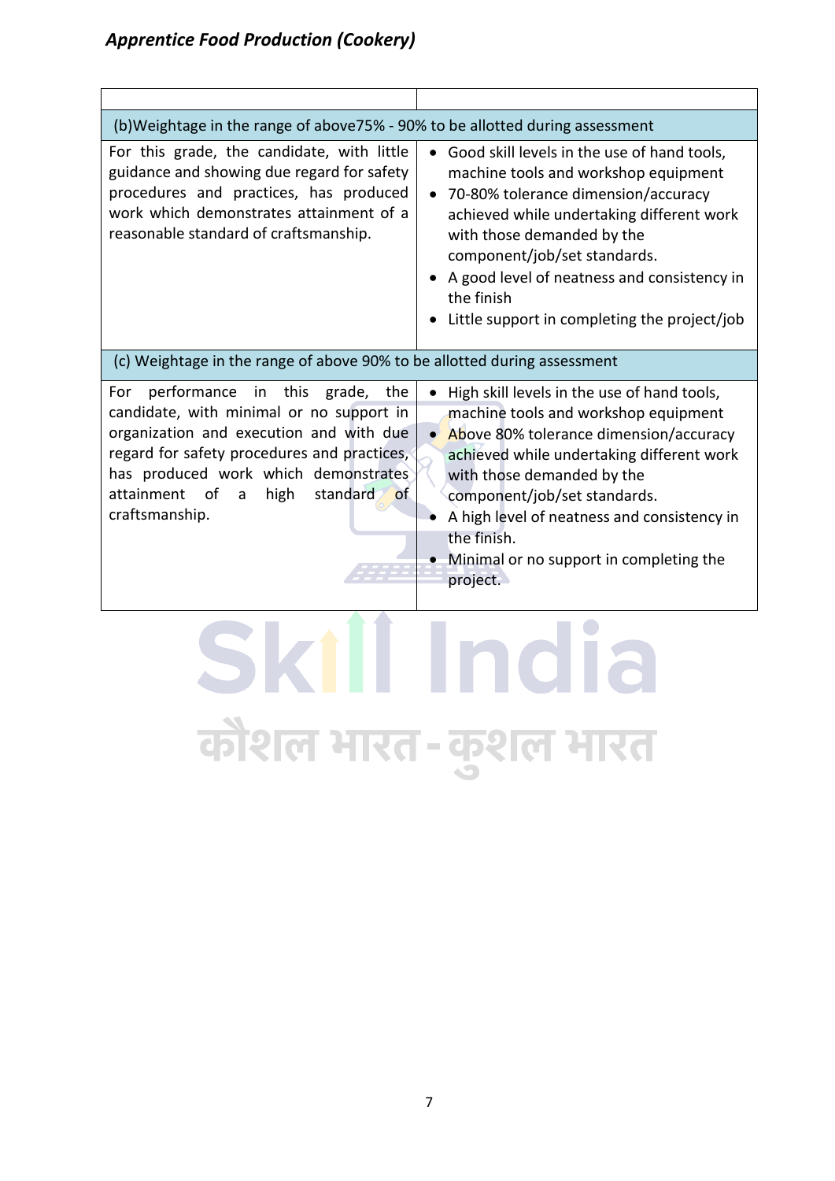| | |
|---|---|
| **(b)Weightage in the range of above75% - 90% to be allotted during assessment** | |
| For this grade, the candidate, with little guidance and showing due regard for safety procedures and practices, has produced work which demonstrates attainment of a reasonable standard of craftsmanship. | • Good skill levels in the use of hand tools, machine tools and workshop equipment<br>• 70-80% tolerance dimension/accuracy achieved while undertaking different work with those demanded by the component/job/set standards.<br>• A good level of neatness and consistency in the finish<br>• Little support in completing the project/job |
| **(c) Weightage in the range of above 90% to be allotted during assessment** | |
| For performance in this grade, the candidate, with minimal or no support in organization and execution and with due regard for safety procedures and practices, has produced work which demonstrates attainment of a high standard of craftsmanship. | • High skill levels in the use of hand tools, machine tools and workshop equipment<br>• Above 80% tolerance dimension/accuracy achieved while undertaking different work with those demanded by the component/job/set standards.<br>• A high level of neatness and consistency in the finish.<br>• Minimal or no support in completing the project. |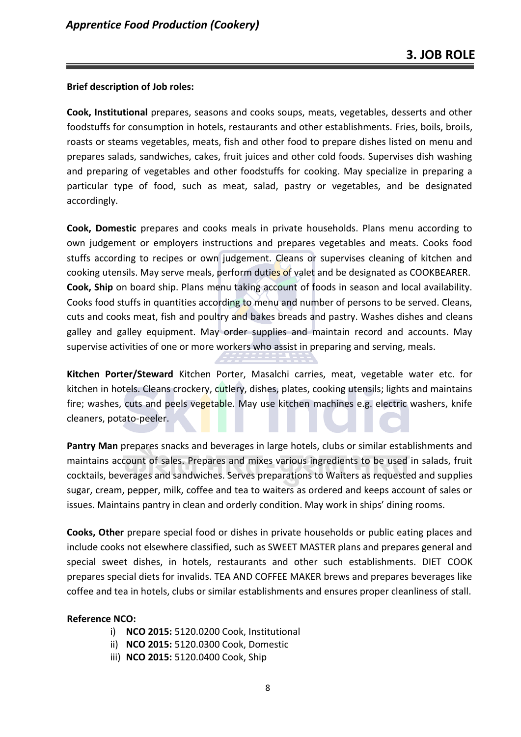## 3. JOB ROLE

**Brief description of Job roles:**

**Cook, Institutional** prepares, seasons and cooks soups, meats, vegetables, desserts and other foodstuffs for consumption in hotels, restaurants and other establishments. Fries, boils, broils, roasts or steams vegetables, meats, fish and other food to prepare dishes listed on menu and prepares salads, sandwiches, cakes, fruit juices and other cold foods. Supervises dish washing and preparing of vegetables and other foodstuffs for cooking. May specialize in preparing a particular type of food, such as meat, salad, pastry or vegetables, and be designated accordingly.

**Cook, Domestic** prepares and cooks meals in private households. Plans menu according to own judgement or employers instructions and prepares vegetables and meats. Cooks food stuffs according to recipes or own judgement. Cleans or supervises cleaning of kitchen and cooking utensils. May serve meals, perform duties of valet and be designated as COOKBEARER.
**Cook, Ship** on board ship. Plans menu taking account of foods in season and local availability. Cooks food stuffs in quantities according to menu and number of persons to be served. Cleans, cuts and cooks meat, fish and poultry and bakes breads and pastry. Washes dishes and cleans galley and galley equipment. May order supplies and maintain record and accounts. May supervise activities of one or more workers who assist in preparing and serving, meals.

**Kitchen Porter/Steward** Kitchen Porter, Masalchi carries, meat, vegetable water etc. for kitchen in hotels. Cleans crockery, cutlery, dishes, plates, cooking utensils; lights and maintains fire; washes, cuts and peels vegetable. May use kitchen machines e.g. electric washers, knife cleaners, potato-peeler.

**Pantry Man** prepares snacks and beverages in large hotels, clubs or similar establishments and maintains account of sales. Prepares and mixes various ingredients to be used in salads, fruit cocktails, beverages and sandwiches. Serves preparations to Waiters as requested and supplies sugar, cream, pepper, milk, coffee and tea to waiters as ordered and keeps account of sales or issues. Maintains pantry in clean and orderly condition. May work in ships' dining rooms.

**Cooks, Other** prepare special food or dishes in private households or public eating places and include cooks not elsewhere classified, such as SWEET MASTER plans and prepares general and special sweet dishes, in hotels, restaurants and other such establishments. DIET COOK prepares special diets for invalids. TEA AND COFFEE MAKER brews and prepares beverages like coffee and tea in hotels, clubs or similar establishments and ensures proper cleanliness of stall.

**Reference NCO:**

i) **NCO 2015:** 5120.0200 Cook, Institutional
ii) **NCO 2015:** 5120.0300 Cook, Domestic
iii) **NCO 2015:** 5120.0400 Cook, Ship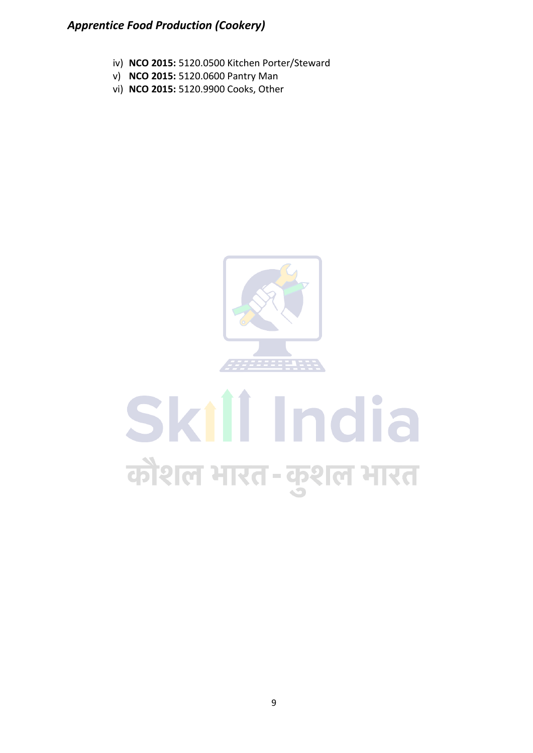iv) **NCO 2015:** 5120.0500 Kitchen Porter/Steward
v) **NCO 2015:** 5120.0600 Pantry Man
vi) **NCO 2015:** 5120.9900 Cooks, Other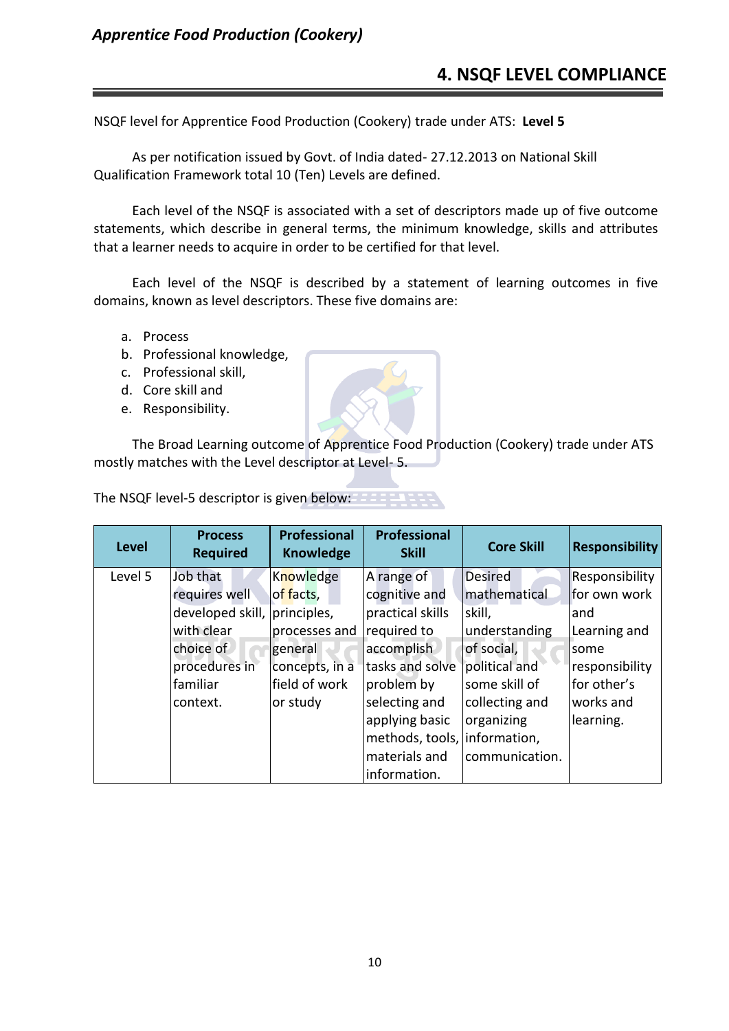## 4. NSQF LEVEL COMPLIANCE

NSQF level for Apprentice Food Production (Cookery) trade under ATS: **Level 5**

As per notification issued by Govt. of India dated- 27.12.2013 on National Skill Qualification Framework total 10 (Ten) Levels are defined.

Each level of the NSQF is associated with a set of descriptors made up of five outcome statements, which describe in general terms, the minimum knowledge, skills and attributes that a learner needs to acquire in order to be certified for that level.

Each level of the NSQF is described by a statement of learning outcomes in five domains, known as level descriptors. These five domains are:

a. Process
b. Professional knowledge,
c. Professional skill,
d. Core skill and
e. Responsibility.

The Broad Learning outcome of Apprentice Food Production (Cookery) trade under ATS mostly matches with the Level descriptor at Level- 5.

The NSQF level-5 descriptor is given below:

| Level | Process Required | Professional Knowledge | Professional Skill | Core Skill | Responsibility |
|---|---|---|---|---|---|
| Level 5 | Job that requires well developed skill, with clear choice of procedures in familiar context. | Knowledge of facts, principles, processes and general concepts, in a field of work or study | A range of cognitive and practical skills required to accomplish tasks and solve problem by selecting and applying basic methods, tools, materials and information. | Desired mathematical skill, understanding of social, political and some skill of collecting and organizing information, communication. | Responsibility for own work and Learning and some responsibility for other's works and learning. |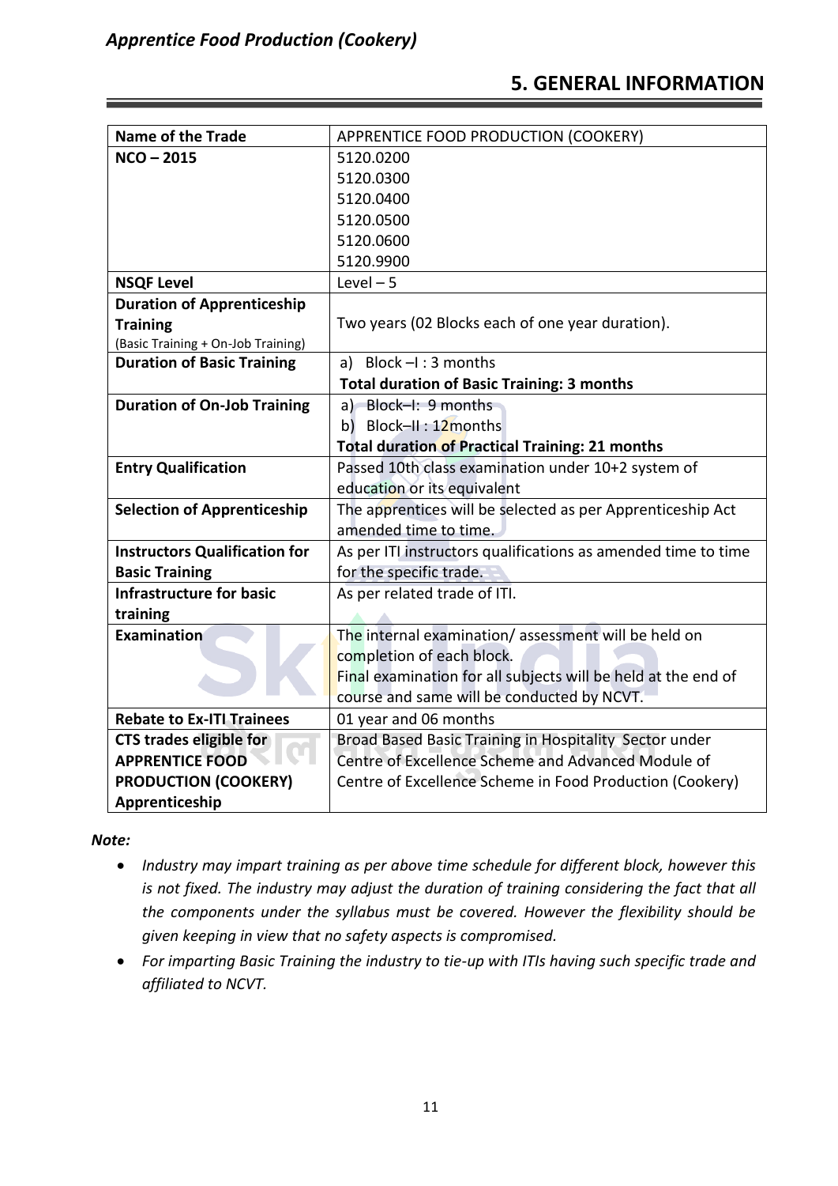## 5. GENERAL INFORMATION

| | |
|---|---|
| **Name of the Trade** | APPRENTICE FOOD PRODUCTION (COOKERY) |
| **NCO – 2015** | 5120.0200<br>5120.0300<br>5120.0400<br>5120.0500<br>5120.0600<br>5120.9900 |
| **NSQF Level** | Level – 5 |
| **Duration of Apprenticeship Training** (Basic Training + On-Job Training) | Two years (02 Blocks each of one year duration). |
| **Duration of Basic Training** | a) Block –I : 3 months<br>**Total duration of Basic Training: 3 months** |
| **Duration of On-Job Training** | a) Block–I: 9 months<br>b) Block–II : 12months<br>**Total duration of Practical Training: 21 months** |
| **Entry Qualification** | Passed 10th class examination under 10+2 system of education or its equivalent |
| **Selection of Apprenticeship** | The apprentices will be selected as per Apprenticeship Act amended time to time. |
| **Instructors Qualification for Basic Training** | As per ITI instructors qualifications as amended time to time for the specific trade. |
| **Infrastructure for basic training** | As per related trade of ITI. |
| **Examination** | The internal examination/ assessment will be held on completion of each block.<br>Final examination for all subjects will be held at the end of course and same will be conducted by NCVT. |
| **Rebate to Ex-ITI Trainees** | 01 year and 06 months |
| **CTS trades eligible for APPRENTICE FOOD PRODUCTION (COOKERY) Apprenticeship** | Broad Based Basic Training in Hospitality Sector under Centre of Excellence Scheme and Advanced Module of Centre of Excellence Scheme in Food Production (Cookery) |

***Note:***

- *Industry may impart training as per above time schedule for different block, however this is not fixed. The industry may adjust the duration of training considering the fact that all the components under the syllabus must be covered. However the flexibility should be given keeping in view that no safety aspects is compromised.*
- *For imparting Basic Training the industry to tie-up with ITIs having such specific trade and affiliated to NCVT.*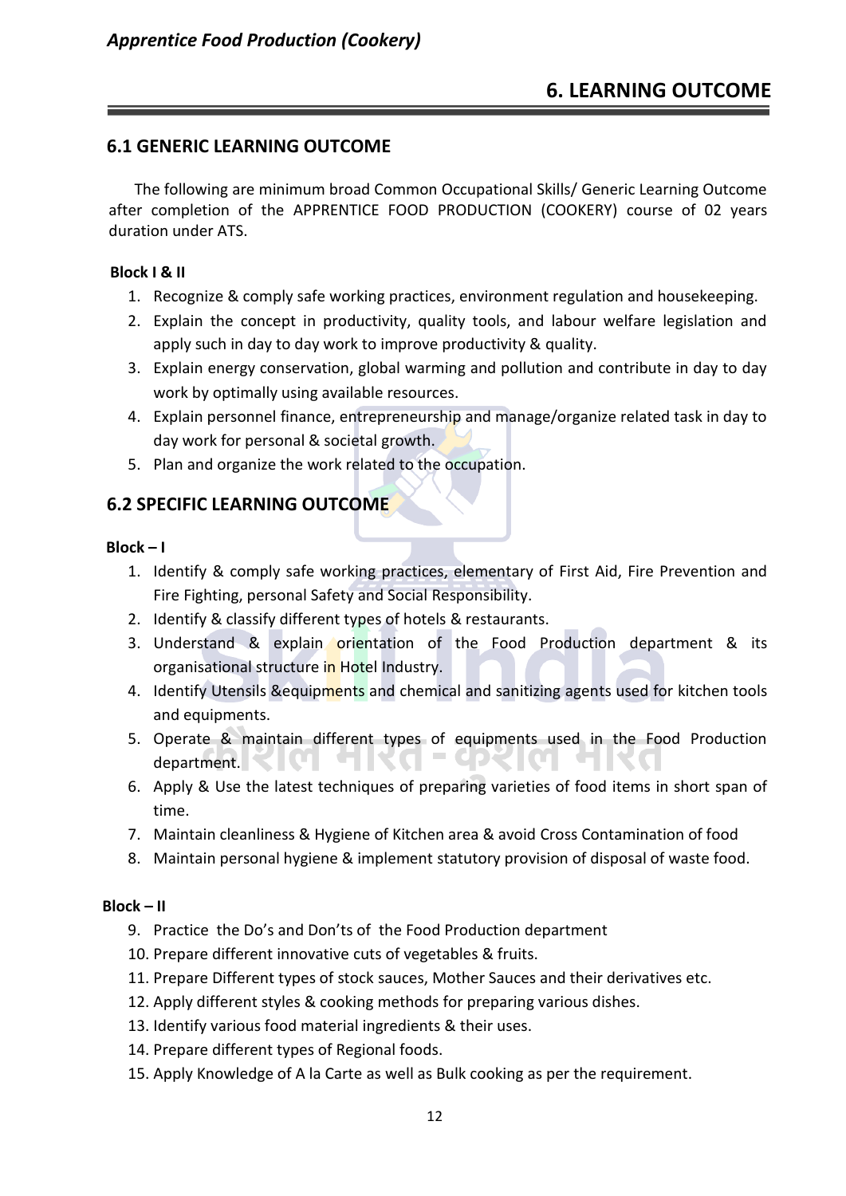# 6. LEARNING OUTCOME

## 6.1 GENERIC LEARNING OUTCOME

The following are minimum broad Common Occupational Skills/ Generic Learning Outcome after completion of the APPRENTICE FOOD PRODUCTION (COOKERY) course of 02 years duration under ATS.

**Block I & II**

1. Recognize & comply safe working practices, environment regulation and housekeeping.
2. Explain the concept in productivity, quality tools, and labour welfare legislation and apply such in day to day work to improve productivity & quality.
3. Explain energy conservation, global warming and pollution and contribute in day to day work by optimally using available resources.
4. Explain personnel finance, entrepreneurship and manage/organize related task in day to day work for personal & societal growth.
5. Plan and organize the work related to the occupation.

## 6.2 SPECIFIC LEARNING OUTCOME

**Block – I**

1. Identify & comply safe working practices, elementary of First Aid, Fire Prevention and Fire Fighting, personal Safety and Social Responsibility.
2. Identify & classify different types of hotels & restaurants.
3. Understand & explain orientation of the Food Production department & its organisational structure in Hotel Industry.
4. Identify Utensils &equipments and chemical and sanitizing agents used for kitchen tools and equipments.
5. Operate & maintain different types of equipments used in the Food Production department.
6. Apply & Use the latest techniques of preparing varieties of food items in short span of time.
7. Maintain cleanliness & Hygiene of Kitchen area & avoid Cross Contamination of food
8. Maintain personal hygiene & implement statutory provision of disposal of waste food.

**Block – II**

9. Practice the Do's and Don'ts of the Food Production department
10. Prepare different innovative cuts of vegetables & fruits.
11. Prepare Different types of stock sauces, Mother Sauces and their derivatives etc.
12. Apply different styles & cooking methods for preparing various dishes.
13. Identify various food material ingredients & their uses.
14. Prepare different types of Regional foods.
15. Apply Knowledge of A la Carte as well as Bulk cooking as per the requirement.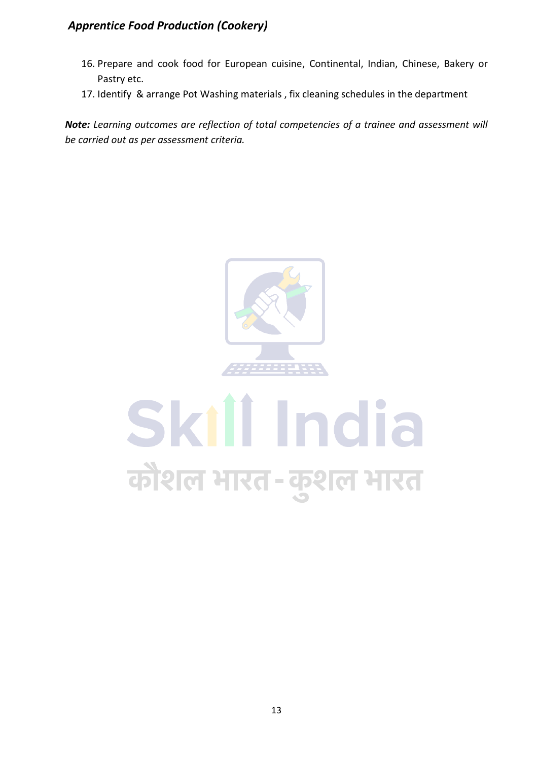16. Prepare and cook food for European cuisine, Continental, Indian, Chinese, Bakery or Pastry etc.
17. Identify & arrange Pot Washing materials , fix cleaning schedules in the department

***Note:*** *Learning outcomes are reflection of total competencies of a trainee and assessment will be carried out as per assessment criteria.*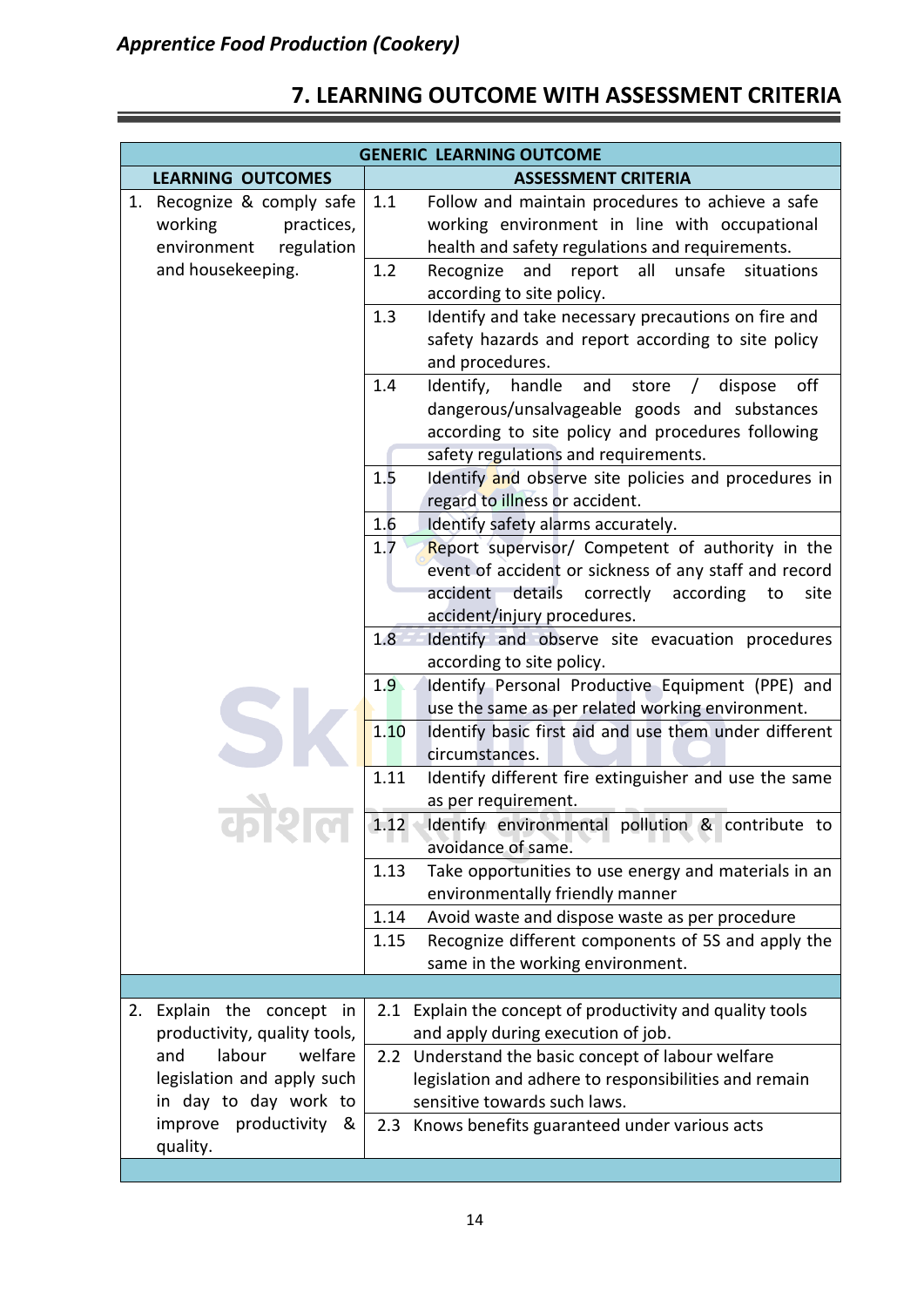## 7. LEARNING OUTCOME WITH ASSESSMENT CRITERIA

| GENERIC LEARNING OUTCOME | |
|---|---|
| **LEARNING OUTCOMES** | **ASSESSMENT CRITERIA** |
| 1. Recognize & comply safe working practices, environment regulation and housekeeping. | 1.1 Follow and maintain procedures to achieve a safe working environment in line with occupational health and safety regulations and requirements. |
| | 1.2 Recognize and report all unsafe situations according to site policy. |
| | 1.3 Identify and take necessary precautions on fire and safety hazards and report according to site policy and procedures. |
| | 1.4 Identify, handle and store / dispose off dangerous/unsalvageable goods and substances according to site policy and procedures following safety regulations and requirements. |
| | 1.5 Identify and observe site policies and procedures in regard to illness or accident. |
| | 1.6 Identify safety alarms accurately. |
| | 1.7 Report supervisor/ Competent of authority in the event of accident or sickness of any staff and record accident details correctly according to site accident/injury procedures. |
| | 1.8 Identify and observe site evacuation procedures according to site policy. |
| | 1.9 Identify Personal Productive Equipment (PPE) and use the same as per related working environment. |
| | 1.10 Identify basic first aid and use them under different circumstances. |
| | 1.11 Identify different fire extinguisher and use the same as per requirement. |
| | 1.12 Identify environmental pollution & contribute to avoidance of same. |
| | 1.13 Take opportunities to use energy and materials in an environmentally friendly manner |
| | 1.14 Avoid waste and dispose waste as per procedure |
| | 1.15 Recognize different components of 5S and apply the same in the working environment. |
| | |
| 2. Explain the concept in productivity, quality tools, and labour welfare legislation and apply such in day to day work to improve productivity & quality. | 2.1 Explain the concept of productivity and quality tools and apply during execution of job. |
| | 2.2 Understand the basic concept of labour welfare legislation and adhere to responsibilities and remain sensitive towards such laws. |
| | 2.3 Knows benefits guaranteed under various acts |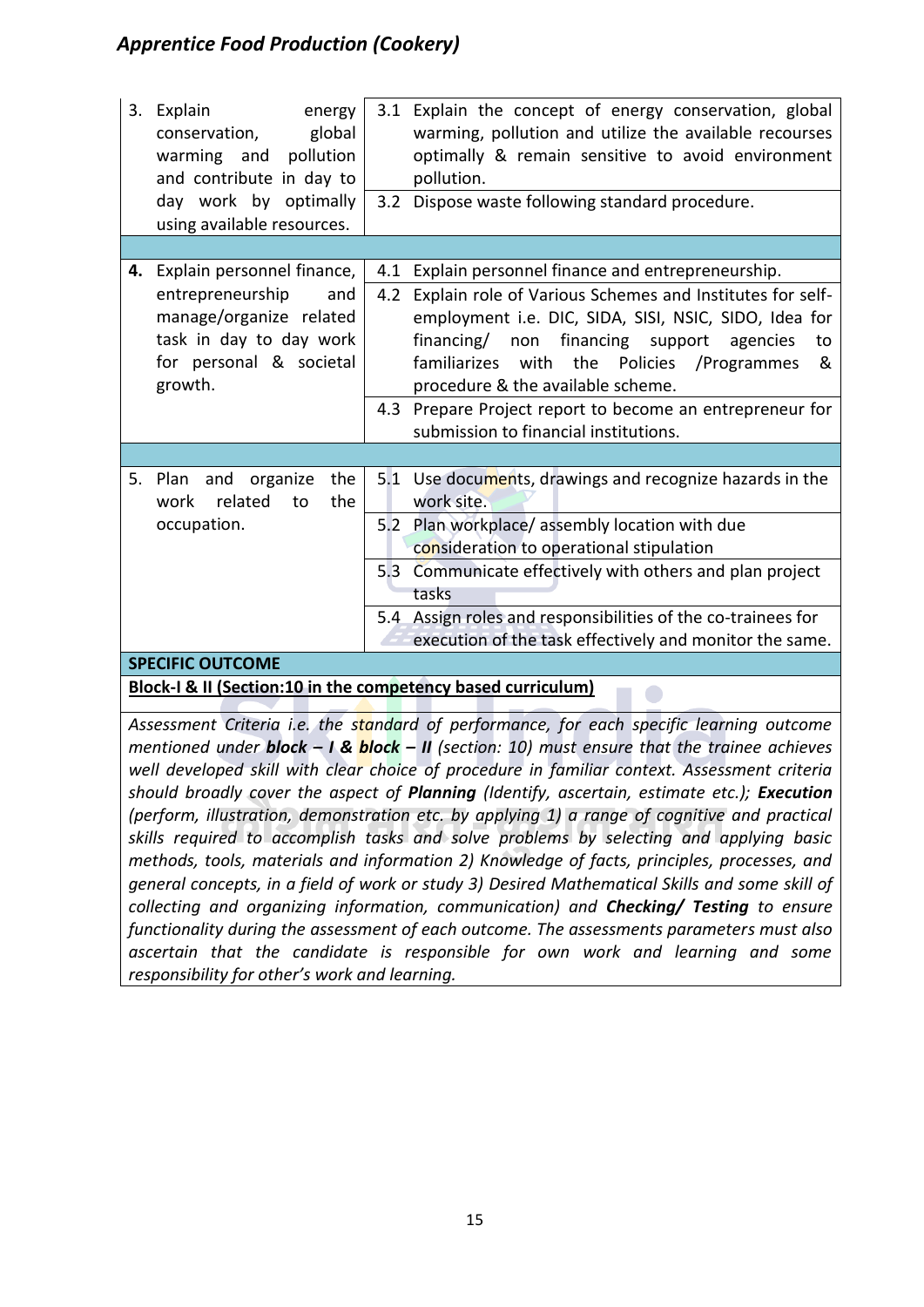| | |
|---|---|
| 3. Explain energy conservation, global warming and pollution and contribute in day to day work by optimally using available resources. | 3.1 Explain the concept of energy conservation, global warming, pollution and utilize the available recourses optimally & remain sensitive to avoid environment pollution. |
| | 3.2 Dispose waste following standard procedure. |
| | |
| **4.** Explain personnel finance, entrepreneurship and manage/organize related task in day to day work for personal & societal growth. | 4.1 Explain personnel finance and entrepreneurship. |
| | 4.2 Explain role of Various Schemes and Institutes for self-employment i.e. DIC, SIDA, SISI, NSIC, SIDO, Idea for financing/ non financing support agencies to familiarizes with the Policies /Programmes & procedure & the available scheme. |
| | 4.3 Prepare Project report to become an entrepreneur for submission to financial institutions. |
| | |
| 5. Plan and organize the work related to the occupation. | 5.1 Use documents, drawings and recognize hazards in the work site. |
| | 5.2 Plan workplace/ assembly location with due consideration to operational stipulation |
| | 5.3 Communicate effectively with others and plan project tasks |
| | 5.4 Assign roles and responsibilities of the co-trainees for execution of the task effectively and monitor the same. |

**SPECIFIC OUTCOME**

**Block-I & II (Section:10 in the competency based curriculum)**

*Assessment Criteria i.e. the standard of performance, for each specific learning outcome mentioned under **block – I & block – II** (section: 10) must ensure that the trainee achieves well developed skill with clear choice of procedure in familiar context. Assessment criteria should broadly cover the aspect of **Planning** (Identify, ascertain, estimate etc.); **Execution** (perform, illustration, demonstration etc. by applying 1) a range of cognitive and practical skills required to accomplish tasks and solve problems by selecting and applying basic methods, tools, materials and information 2) Knowledge of facts, principles, processes, and general concepts, in a field of work or study 3) Desired Mathematical Skills and some skill of collecting and organizing information, communication) and **Checking/ Testing** to ensure functionality during the assessment of each outcome. The assessments parameters must also ascertain that the candidate is responsible for own work and learning and some responsibility for other's work and learning.*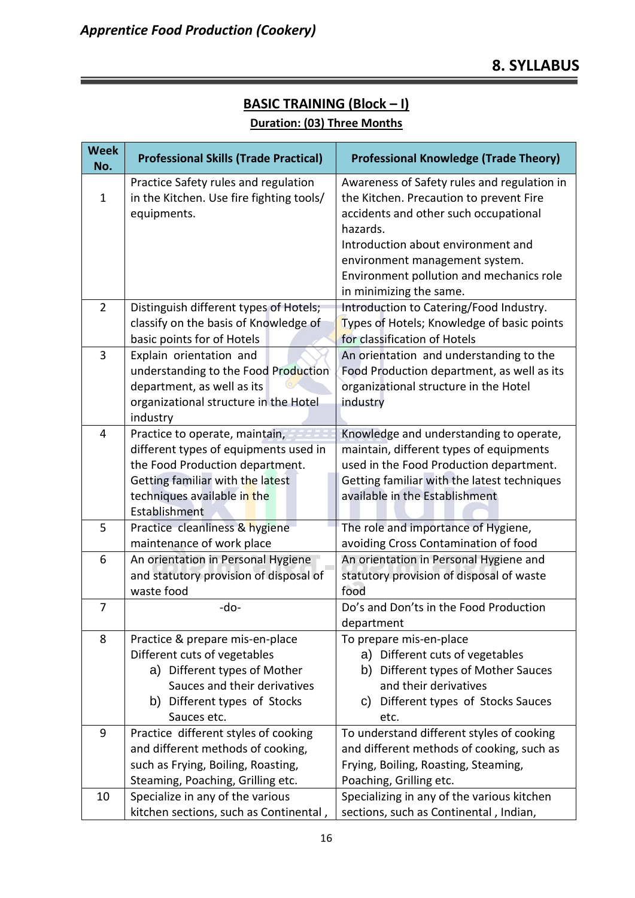## 8. SYLLABUS

### BASIC TRAINING (Block – I)

**Duration: (03) Three Months**

| Week No. | Professional Skills (Trade Practical) | Professional Knowledge (Trade Theory) |
|---|---|---|
| 1 | Practice Safety rules and regulation in the Kitchen. Use fire fighting tools/ equipments. | Awareness of Safety rules and regulation in the Kitchen. Precaution to prevent Fire accidents and other such occupational hazards.<br>Introduction about environment and environment management system.<br>Environment pollution and mechanics role in minimizing the same. |
| 2 | Distinguish different types of Hotels; classify on the basis of Knowledge of basic points for of Hotels | Introduction to Catering/Food Industry. Types of Hotels; Knowledge of basic points for classification of Hotels |
| 3 | Explain orientation and understanding to the Food Production department, as well as its organizational structure in the Hotel industry | An orientation and understanding to the Food Production department, as well as its organizational structure in the Hotel industry |
| 4 | Practice to operate, maintain, different types of equipments used in the Food Production department. Getting familiar with the latest techniques available in the Establishment | Knowledge and understanding to operate, maintain, different types of equipments used in the Food Production department. Getting familiar with the latest techniques available in the Establishment |
| 5 | Practice cleanliness & hygiene maintenance of work place | The role and importance of Hygiene, avoiding Cross Contamination of food |
| 6 | An orientation in Personal Hygiene and statutory provision of disposal of waste food | An orientation in Personal Hygiene and statutory provision of disposal of waste food |
| 7 | -do- | Do's and Don'ts in the Food Production department |
| 8 | Practice & prepare mis-en-place Different cuts of vegetables<br>a) Different types of Mother Sauces and their derivatives<br>b) Different types of Stocks Sauces etc. | To prepare mis-en-place<br>a) Different cuts of vegetables<br>b) Different types of Mother Sauces and their derivatives<br>c) Different types of Stocks Sauces etc. |
| 9 | Practice different styles of cooking and different methods of cooking, such as Frying, Boiling, Roasting, Steaming, Poaching, Grilling etc. | To understand different styles of cooking and different methods of cooking, such as Frying, Boiling, Roasting, Steaming, Poaching, Grilling etc. |
| 10 | Specialize in any of the various kitchen sections, such as Continental , | Specializing in any of the various kitchen sections, such as Continental , Indian, |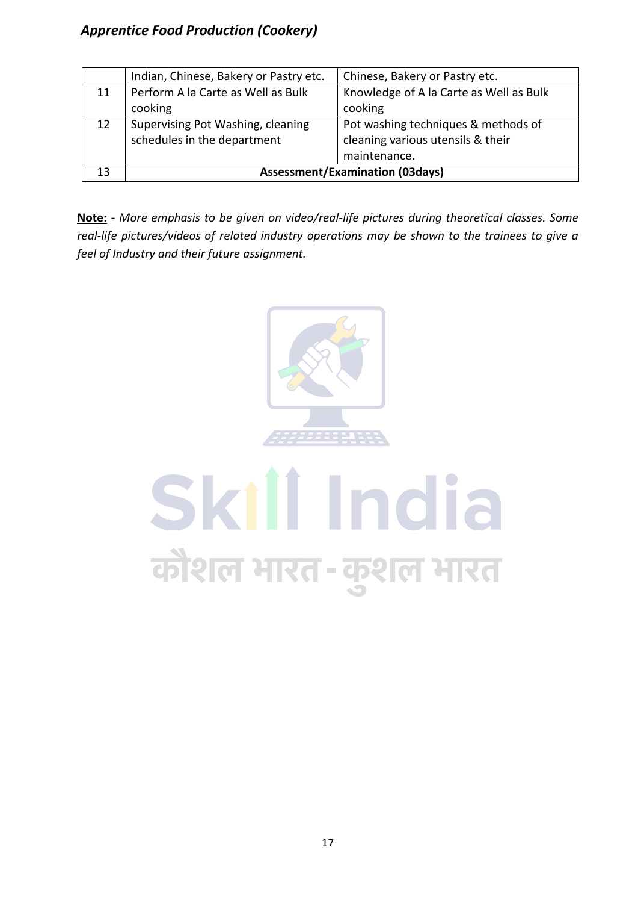| | | |
|---|---|---|
| | Indian, Chinese, Bakery or Pastry etc. | Chinese, Bakery or Pastry etc. |
| 11 | Perform A la Carte as Well as Bulk cooking | Knowledge of A la Carte as Well as Bulk cooking |
| 12 | Supervising Pot Washing, cleaning schedules in the department | Pot washing techniques & methods of cleaning various utensils & their maintenance. |
| 13 | **Assessment/Examination (03days)** | |

**Note:** - *More emphasis to be given on video/real-life pictures during theoretical classes. Some real-life pictures/videos of related industry operations may be shown to the trainees to give a feel of Industry and their future assignment.*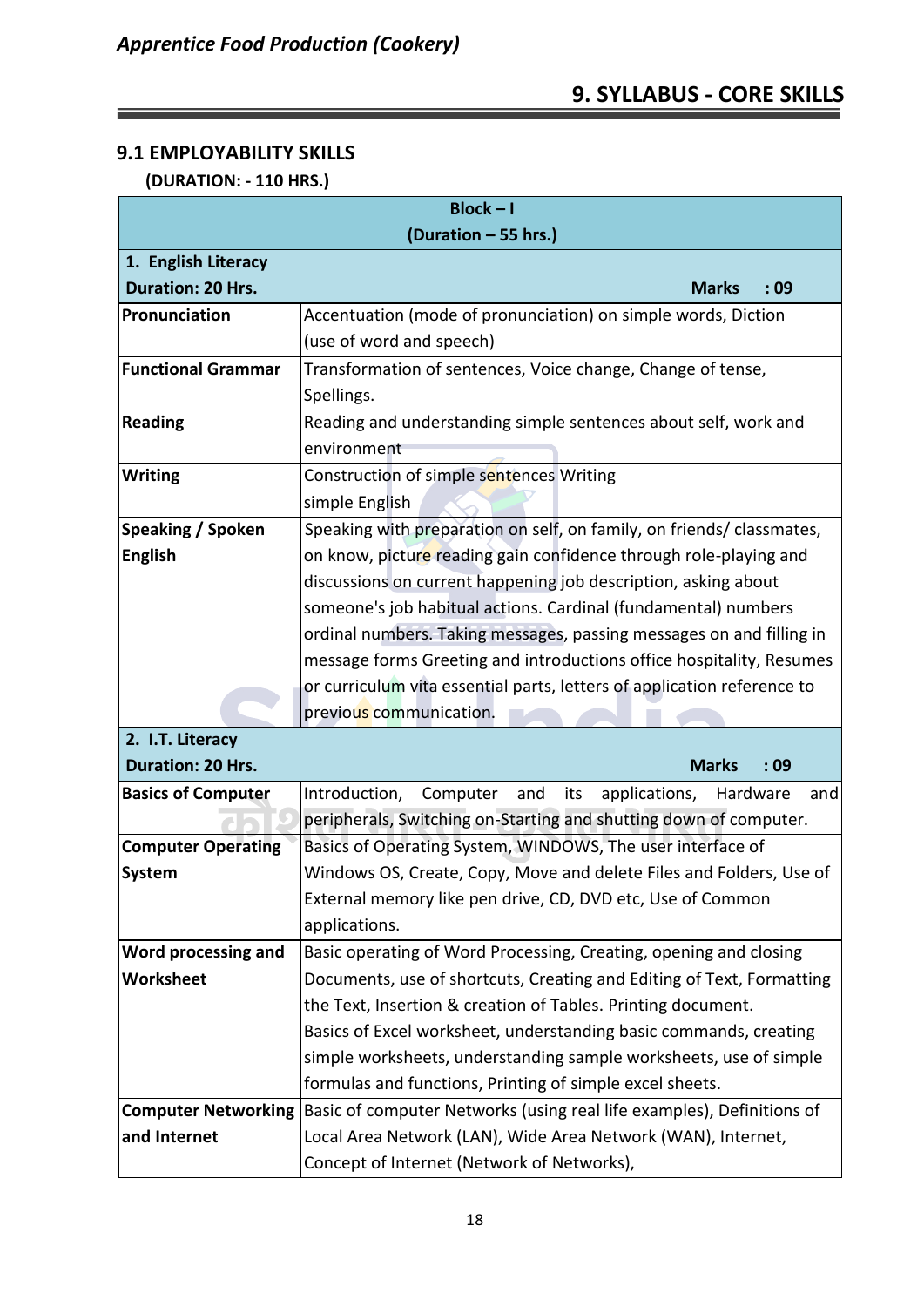# 9. SYLLABUS - CORE SKILLS

## 9.1 EMPLOYABILITY SKILLS

**(DURATION: - 110 HRS.)**

| | |
|---|---|
| **Block – I (Duration – 55 hrs.)** | |
| **1. English Literacy Duration: 20 Hrs.** | **Marks : 09** |
| **Pronunciation** | Accentuation (mode of pronunciation) on simple words, Diction (use of word and speech) |
| **Functional Grammar** | Transformation of sentences, Voice change, Change of tense, Spellings. |
| **Reading** | Reading and understanding simple sentences about self, work and environment |
| **Writing** | Construction of simple sentences Writing simple English |
| **Speaking / Spoken English** | Speaking with preparation on self, on family, on friends/ classmates, on know, picture reading gain confidence through role-playing and discussions on current happening job description, asking about someone's job habitual actions. Cardinal (fundamental) numbers ordinal numbers. Taking messages, passing messages on and filling in message forms Greeting and introductions office hospitality, Resumes or curriculum vita essential parts, letters of application reference to previous communication. |
| **2. I.T. Literacy Duration: 20 Hrs.** | **Marks : 09** |
| **Basics of Computer** | Introduction, Computer and its applications, Hardware and peripherals, Switching on-Starting and shutting down of computer. |
| **Computer Operating System** | Basics of Operating System, WINDOWS, The user interface of Windows OS, Create, Copy, Move and delete Files and Folders, Use of External memory like pen drive, CD, DVD etc, Use of Common applications. |
| **Word processing and Worksheet** | Basic operating of Word Processing, Creating, opening and closing Documents, use of shortcuts, Creating and Editing of Text, Formatting the Text, Insertion & creation of Tables. Printing document. Basics of Excel worksheet, understanding basic commands, creating simple worksheets, understanding sample worksheets, use of simple formulas and functions, Printing of simple excel sheets. |
| **Computer Networking and Internet** | Basic of computer Networks (using real life examples), Definitions of Local Area Network (LAN), Wide Area Network (WAN), Internet, Concept of Internet (Network of Networks), |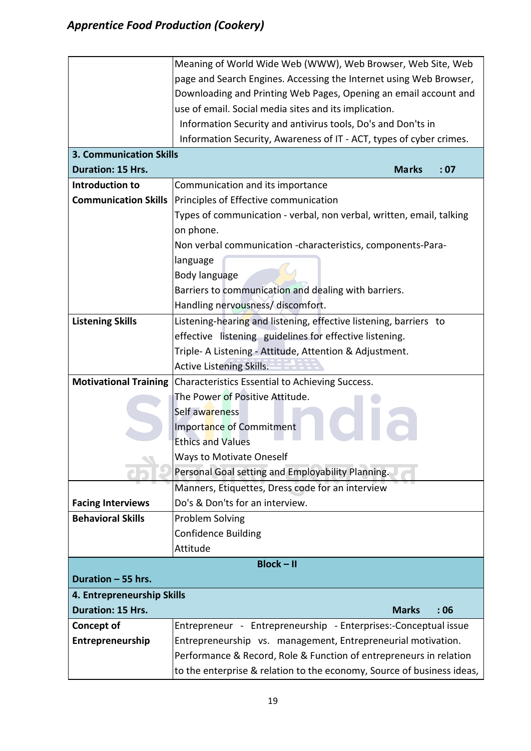| | |
|---|---|
| | Meaning of World Wide Web (WWW), Web Browser, Web Site, Web page and Search Engines. Accessing the Internet using Web Browser, Downloading and Printing Web Pages, Opening an email account and use of email. Social media sites and its implication. Information Security and antivirus tools, Do's and Don'ts in Information Security, Awareness of IT - ACT, types of cyber crimes. |
| **3. Communication Skills** **Duration: 15 Hrs.** | **Marks : 07** |
| **Introduction to Communication Skills** | Communication and its importance<br>Principles of Effective communication<br>Types of communication - verbal, non verbal, written, email, talking on phone.<br>Non verbal communication -characteristics, components-Para-language<br>Body language<br>Barriers to communication and dealing with barriers.<br>Handling nervousness/ discomfort. |
| **Listening Skills** | Listening-hearing and listening, effective listening, barriers to effective listening guidelines for effective listening.<br>Triple- A Listening - Attitude, Attention & Adjustment.<br>Active Listening Skills. |
| **Motivational Training** | Characteristics Essential to Achieving Success.<br>The Power of Positive Attitude.<br>Self awareness<br>Importance of Commitment<br>Ethics and Values<br>Ways to Motivate Oneself<br>Personal Goal setting and Employability Planning. |
| **Facing Interviews** | Manners, Etiquettes, Dress code for an interview<br>Do's & Don'ts for an interview. |
| **Behavioral Skills** | Problem Solving<br>Confidence Building<br>Attitude |
| **Block – II** **Duration – 55 hrs.** | |
| **4. Entrepreneurship Skills** **Duration: 15 Hrs.** | **Marks : 06** |
| **Concept of Entrepreneurship** | Entrepreneur - Entrepreneurship - Enterprises:-Conceptual issue Entrepreneurship vs. management, Entrepreneurial motivation. Performance & Record, Role & Function of entrepreneurs in relation to the enterprise & relation to the economy, Source of business ideas, |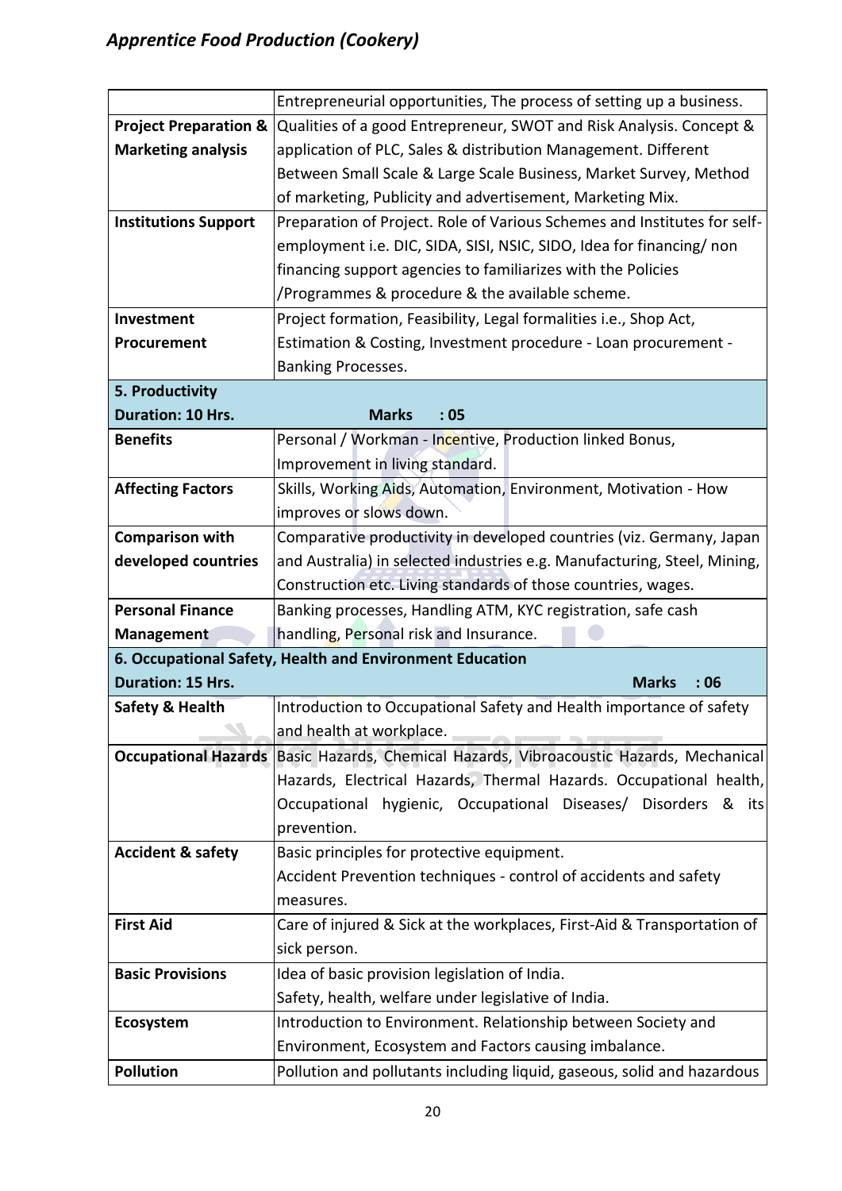| | |
|---|---|
| | Entrepreneurial opportunities, The process of setting up a business. |
| **Project Preparation & Marketing analysis** | Qualities of a good Entrepreneur, SWOT and Risk Analysis. Concept & application of PLC, Sales & distribution Management. Different Between Small Scale & Large Scale Business, Market Survey, Method of marketing, Publicity and advertisement, Marketing Mix. |
| **Institutions Support** | Preparation of Project. Role of Various Schemes and Institutes for self-employment i.e. DIC, SIDA, SISI, NSIC, SIDO, Idea for financing/ non financing support agencies to familiarizes with the Policies /Programmes & procedure & the available scheme. |
| **Investment Procurement** | Project formation, Feasibility, Legal formalities i.e., Shop Act, Estimation & Costing, Investment procedure - Loan procurement - Banking Processes. |
| **5. Productivity Duration: 10 Hrs.** | **Marks : 05** |
| **Benefits** | Personal / Workman - Incentive, Production linked Bonus, Improvement in living standard. |
| **Affecting Factors** | Skills, Working Aids, Automation, Environment, Motivation - How improves or slows down. |
| **Comparison with developed countries** | Comparative productivity in developed countries (viz. Germany, Japan and Australia) in selected industries e.g. Manufacturing, Steel, Mining, Construction etc. Living standards of those countries, wages. |
| **Personal Finance Management** | Banking processes, Handling ATM, KYC registration, safe cash handling, Personal risk and Insurance. |
| **6. Occupational Safety, Health and Environment Education Duration: 15 Hrs.** | **Marks : 06** |
| **Safety & Health** | Introduction to Occupational Safety and Health importance of safety and health at workplace. |
| **Occupational Hazards** | Basic Hazards, Chemical Hazards, Vibroacoustic Hazards, Mechanical Hazards, Electrical Hazards, Thermal Hazards. Occupational health, Occupational hygienic, Occupational Diseases/ Disorders & its prevention. |
| **Accident & safety** | Basic principles for protective equipment. Accident Prevention techniques - control of accidents and safety measures. |
| **First Aid** | Care of injured & Sick at the workplaces, First-Aid & Transportation of sick person. |
| **Basic Provisions** | Idea of basic provision legislation of India. Safety, health, welfare under legislative of India. |
| **Ecosystem** | Introduction to Environment. Relationship between Society and Environment, Ecosystem and Factors causing imbalance. |
| **Pollution** | Pollution and pollutants including liquid, gaseous, solid and hazardous |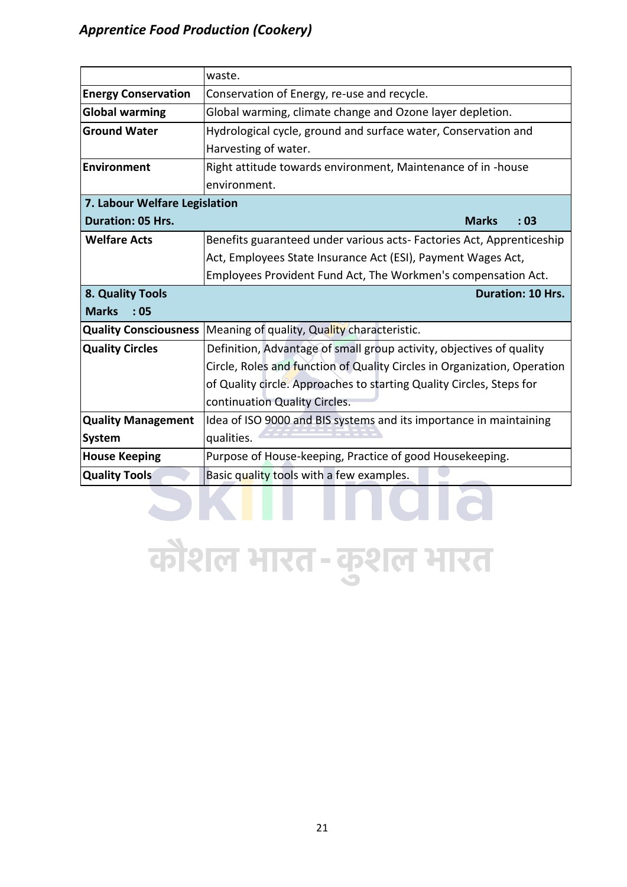| | |
|---|---|
| | waste. |
| **Energy Conservation** | Conservation of Energy, re-use and recycle. |
| **Global warming** | Global warming, climate change and Ozone layer depletion. |
| **Ground Water** | Hydrological cycle, ground and surface water, Conservation and Harvesting of water. |
| **Environment** | Right attitude towards environment, Maintenance of in -house environment. |
| **7. Labour Welfare Legislation** **Duration: 05 Hrs.** | **Marks : 03** |
| **Welfare Acts** | Benefits guaranteed under various acts- Factories Act, Apprenticeship Act, Employees State Insurance Act (ESI), Payment Wages Act, Employees Provident Fund Act, The Workmen's compensation Act. |
| **8. Quality Tools** **Marks : 05** | **Duration: 10 Hrs.** |
| **Quality Consciousness** | Meaning of quality, Quality characteristic. |
| **Quality Circles** | Definition, Advantage of small group activity, objectives of quality Circle, Roles and function of Quality Circles in Organization, Operation of Quality circle. Approaches to starting Quality Circles, Steps for continuation Quality Circles. |
| **Quality Management System** | Idea of ISO 9000 and BIS systems and its importance in maintaining qualities. |
| **House Keeping** | Purpose of House-keeping, Practice of good Housekeeping. |
| **Quality Tools** | Basic quality tools with a few examples. |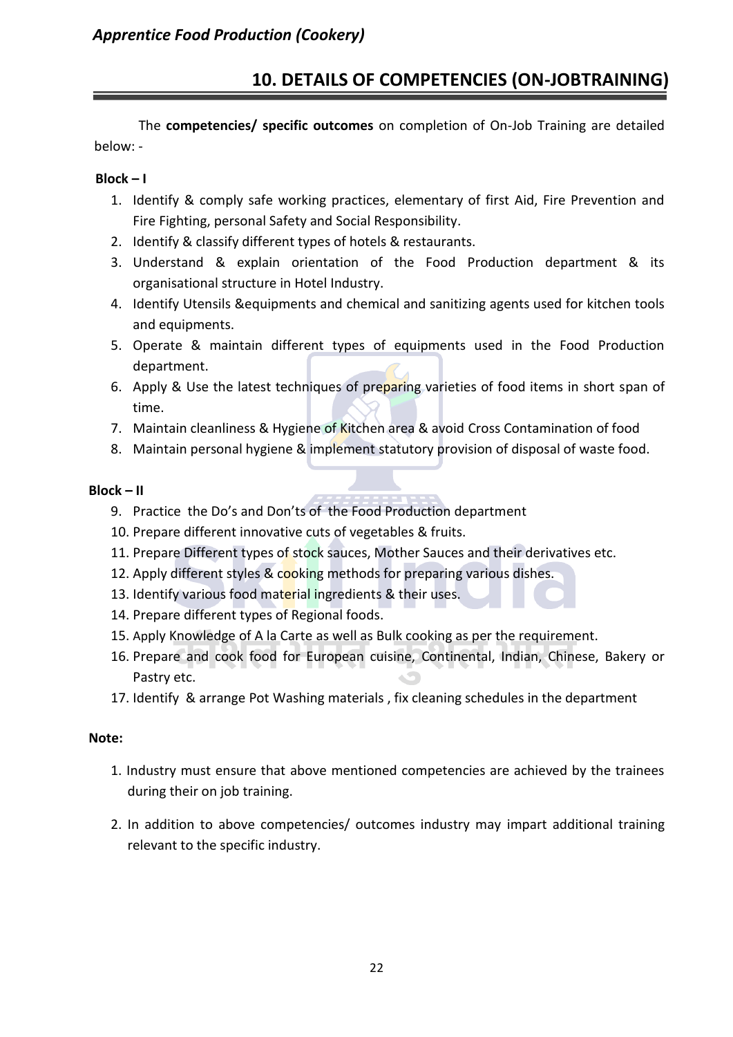## 10. DETAILS OF COMPETENCIES (ON-JOBTRAINING)

The **competencies/ specific outcomes** on completion of On-Job Training are detailed below: -

**Block – I**

1. Identify & comply safe working practices, elementary of first Aid, Fire Prevention and Fire Fighting, personal Safety and Social Responsibility.
2. Identify & classify different types of hotels & restaurants.
3. Understand & explain orientation of the Food Production department & its organisational structure in Hotel Industry.
4. Identify Utensils &equipments and chemical and sanitizing agents used for kitchen tools and equipments.
5. Operate & maintain different types of equipments used in the Food Production department.
6. Apply & Use the latest techniques of preparing varieties of food items in short span of time.
7. Maintain cleanliness & Hygiene of Kitchen area & avoid Cross Contamination of food
8. Maintain personal hygiene & implement statutory provision of disposal of waste food.

**Block – II**

9. Practice the Do's and Don'ts of the Food Production department
10. Prepare different innovative cuts of vegetables & fruits.
11. Prepare Different types of stock sauces, Mother Sauces and their derivatives etc.
12. Apply different styles & cooking methods for preparing various dishes.
13. Identify various food material ingredients & their uses.
14. Prepare different types of Regional foods.
15. Apply Knowledge of A la Carte as well as Bulk cooking as per the requirement.
16. Prepare and cook food for European cuisine, Continental, Indian, Chinese, Bakery or Pastry etc.
17. Identify & arrange Pot Washing materials , fix cleaning schedules in the department

**Note:**

1. Industry must ensure that above mentioned competencies are achieved by the trainees during their on job training.
2. In addition to above competencies/ outcomes industry may impart additional training relevant to the specific industry.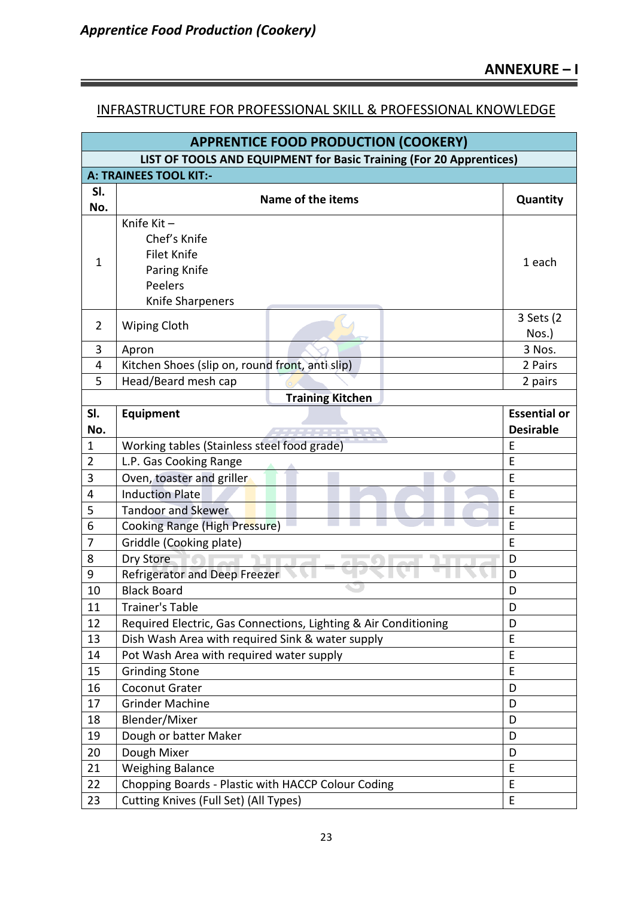**ANNEXURE – I**

## INFRASTRUCTURE FOR PROFESSIONAL SKILL & PROFESSIONAL KNOWLEDGE

| APPRENTICE FOOD PRODUCTION (COOKERY) | | |
|---|---|---|
| **LIST OF TOOLS AND EQUIPMENT for Basic Training (For 20 Apprentices)** | | |
| **A: TRAINEES TOOL KIT:-** | | |
| **Sl. No.** | **Name of the items** | **Quantity** |
| 1 | Knife Kit – Chef's Knife, Filet Knife, Paring Knife, Peelers, Knife Sharpeners | 1 each |
| 2 | Wiping Cloth | 3 Sets (2 Nos.) |
| 3 | Apron | 3 Nos. |
| 4 | Kitchen Shoes (slip on, round front, anti slip) | 2 Pairs |
| 5 | Head/Beard mesh cap | 2 pairs |
| **Training Kitchen** | | |
| **Sl. No.** | **Equipment** | **Essential or Desirable** |
| 1 | Working tables (Stainless steel food grade) | E |
| 2 | L.P. Gas Cooking Range | E |
| 3 | Oven, toaster and griller | E |
| 4 | Induction Plate | E |
| 5 | Tandoor and Skewer | E |
| 6 | Cooking Range (High Pressure) | E |
| 7 | Griddle (Cooking plate) | E |
| 8 | Dry Store | D |
| 9 | Refrigerator and Deep Freezer | D |
| 10 | Black Board | D |
| 11 | Trainer's Table | D |
| 12 | Required Electric, Gas Connections, Lighting & Air Conditioning | D |
| 13 | Dish Wash Area with required Sink & water supply | E |
| 14 | Pot Wash Area with required water supply | E |
| 15 | Grinding Stone | E |
| 16 | Coconut Grater | D |
| 17 | Grinder Machine | D |
| 18 | Blender/Mixer | D |
| 19 | Dough or batter Maker | D |
| 20 | Dough Mixer | D |
| 21 | Weighing Balance | E |
| 22 | Chopping Boards - Plastic with HACCP Colour Coding | E |
| 23 | Cutting Knives (Full Set) (All Types) | E |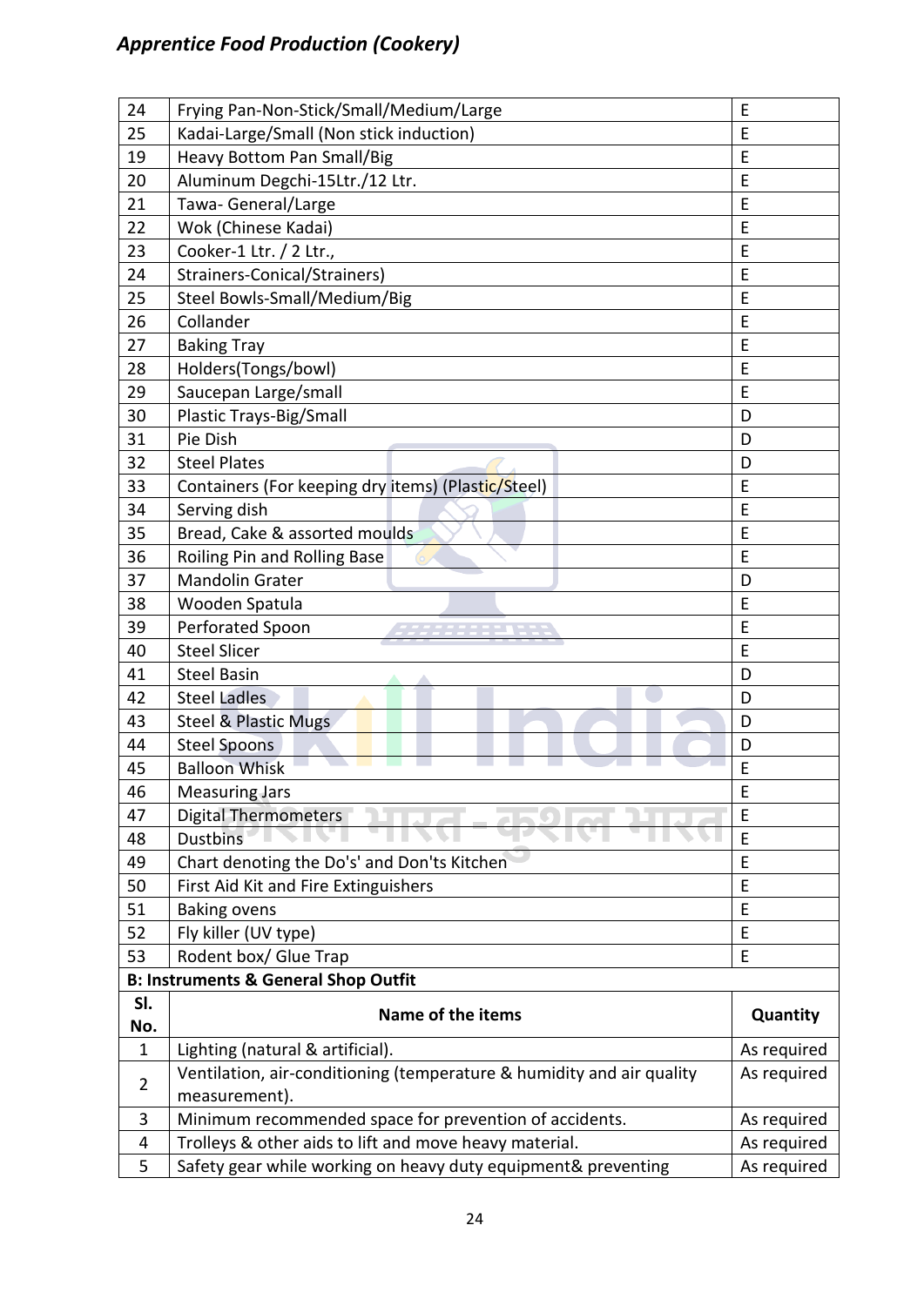| | | |
|---|---|---|
| 24 | Frying Pan-Non-Stick/Small/Medium/Large | E |
| 25 | Kadai-Large/Small (Non stick induction) | E |
| 19 | Heavy Bottom Pan Small/Big | E |
| 20 | Aluminum Degchi-15Ltr./12 Ltr. | E |
| 21 | Tawa- General/Large | E |
| 22 | Wok (Chinese Kadai) | E |
| 23 | Cooker-1 Ltr. / 2 Ltr., | E |
| 24 | Strainers-Conical/Strainers) | E |
| 25 | Steel Bowls-Small/Medium/Big | E |
| 26 | Collander | E |
| 27 | Baking Tray | E |
| 28 | Holders(Tongs/bowl) | E |
| 29 | Saucepan Large/small | E |
| 30 | Plastic Trays-Big/Small | D |
| 31 | Pie Dish | D |
| 32 | Steel Plates | D |
| 33 | Containers (For keeping dry items) (Plastic/Steel) | E |
| 34 | Serving dish | E |
| 35 | Bread, Cake & assorted moulds | E |
| 36 | Roiling Pin and Rolling Base | E |
| 37 | Mandolin Grater | D |
| 38 | Wooden Spatula | E |
| 39 | Perforated Spoon | E |
| 40 | Steel Slicer | E |
| 41 | Steel Basin | D |
| 42 | Steel Ladles | D |
| 43 | Steel & Plastic Mugs | D |
| 44 | Steel Spoons | D |
| 45 | Balloon Whisk | E |
| 46 | Measuring Jars | E |
| 47 | Digital Thermometers | E |
| 48 | Dustbins | E |
| 49 | Chart denoting the Do's' and Don'ts Kitchen | E |
| 50 | First Aid Kit and Fire Extinguishers | E |
| 51 | Baking ovens | E |
| 52 | Fly killer (UV type) | E |
| 53 | Rodent box/ Glue Trap | E |

**B: Instruments & General Shop Outfit**

| Sl. No. | Name of the items | Quantity |
|---|---|---|
| 1 | Lighting (natural & artificial). | As required |
| 2 | Ventilation, air-conditioning (temperature & humidity and air quality measurement). | As required |
| 3 | Minimum recommended space for prevention of accidents. | As required |
| 4 | Trolleys & other aids to lift and move heavy material. | As required |
| 5 | Safety gear while working on heavy duty equipment& preventing | As required |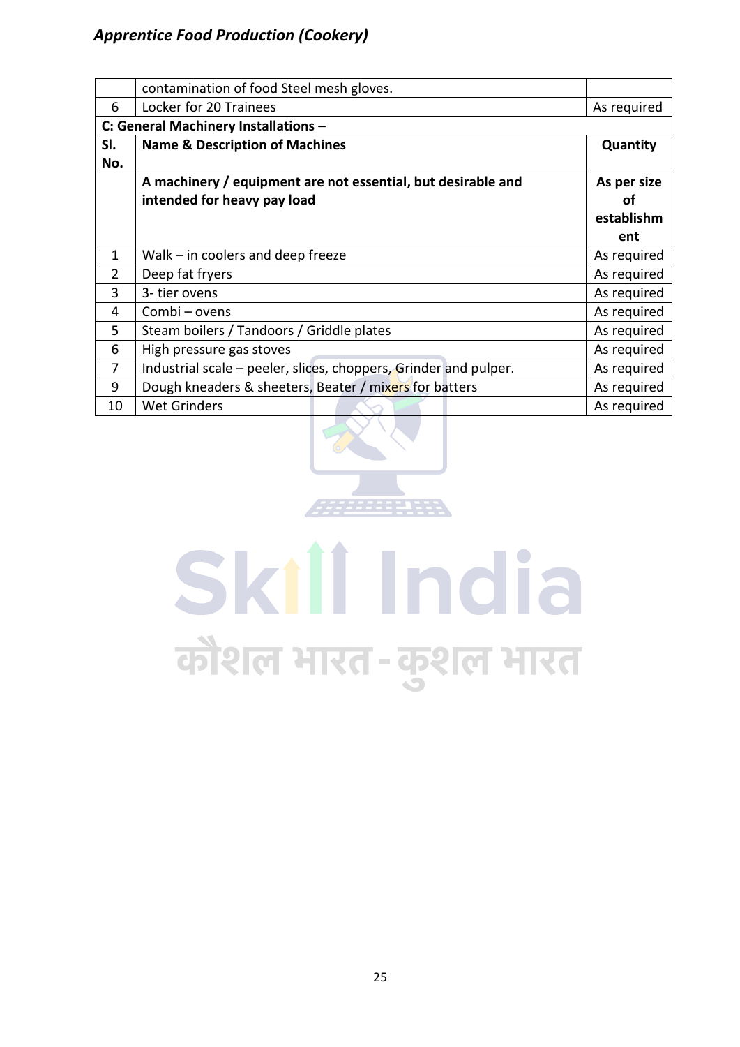| | | |
|---|---|---|
| | contamination of food Steel mesh gloves. | |
| 6 | Locker for 20 Trainees | As required |
| **C: General Machinery Installations –** | | |
| **Sl. No.** | **Name & Description of Machines** | **Quantity** |
| | **A machinery / equipment are not essential, but desirable and intended for heavy pay load** | **As per size of establishment** |
| 1 | Walk – in coolers and deep freeze | As required |
| 2 | Deep fat fryers | As required |
| 3 | 3- tier ovens | As required |
| 4 | Combi – ovens | As required |
| 5 | Steam boilers / Tandoors / Griddle plates | As required |
| 6 | High pressure gas stoves | As required |
| 7 | Industrial scale – peeler, slices, choppers, Grinder and pulper. | As required |
| 9 | Dough kneaders & sheeters, Beater / mixers for batters | As required |
| 10 | Wet Grinders | As required |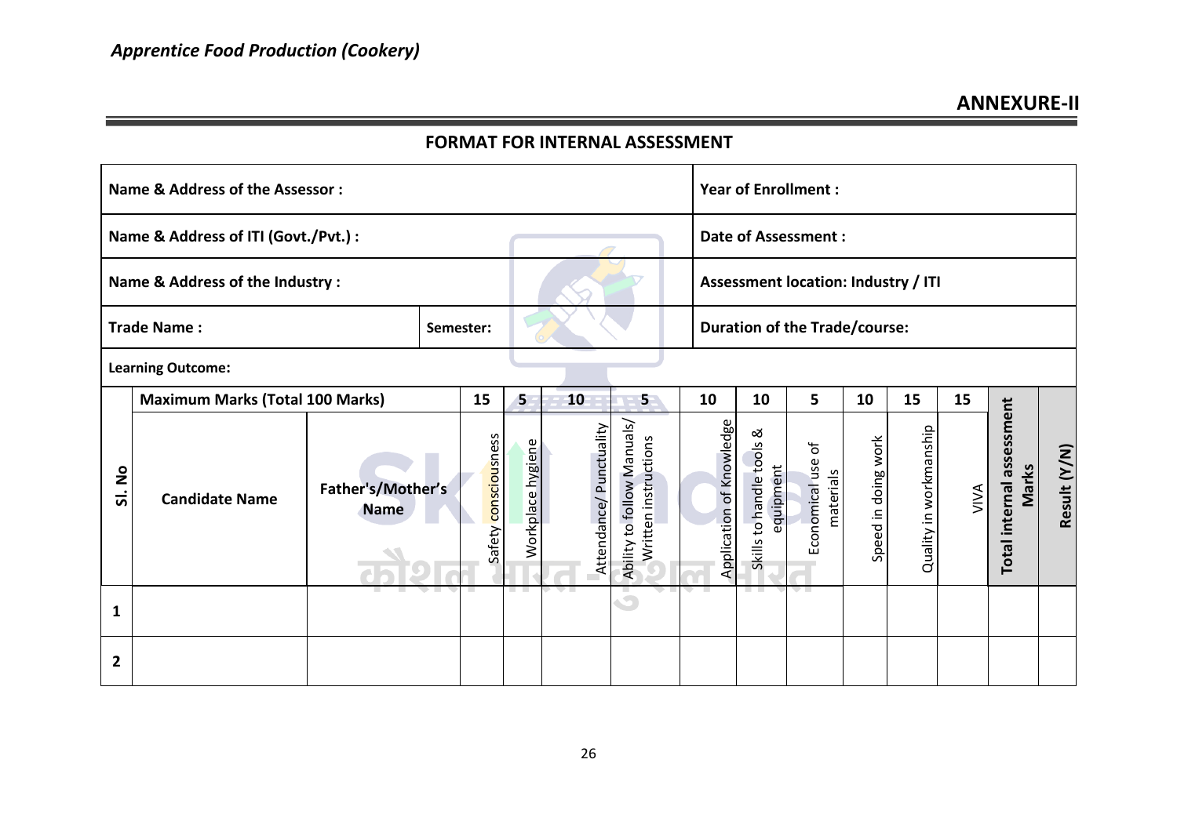*Apprentice Food Production (Cookery)*

## ANNEXURE-II

### FORMAT FOR INTERNAL ASSESSMENT

| | | | |
|---|---|---|---|
| **Name & Address of the Assessor :** | | | **Year of Enrollment :** |
| **Name & Address of ITI (Govt./Pvt.) :** | | | **Date of Assessment :** |
| **Name & Address of the Industry :** | | | **Assessment location: Industry / ITI** |
| **Trade Name :** | | **Semester:** | **Duration of the Trade/course:** |
| **Learning Outcome:** | | | |

| | **Maximum Marks (Total 100 Marks)** | | 15 | 5 | 10 | 5 | 10 | 10 | 5 | 10 | 15 | 15 | | |
|---|---|---|---|---|---|---|---|---|---|---|---|---|---|---|
| **Sl. No** | **Candidate Name** | **Father's/Mother's Name** | Safety consciousness | Workplace hygiene | Attendance/ Punctuality | Ability to follow Manuals/ Written instructions | Application of Knowledge | Skills to handle tools & equipment | Economical use of materials | Speed in doing work | Quality in workmanship | VIVA | **Total internal assessment Marks** | **Result (Y/N)** |
| **1** | | | | | | | | | | | | | | |
| **2** | | | | | | | | | | | | | | |